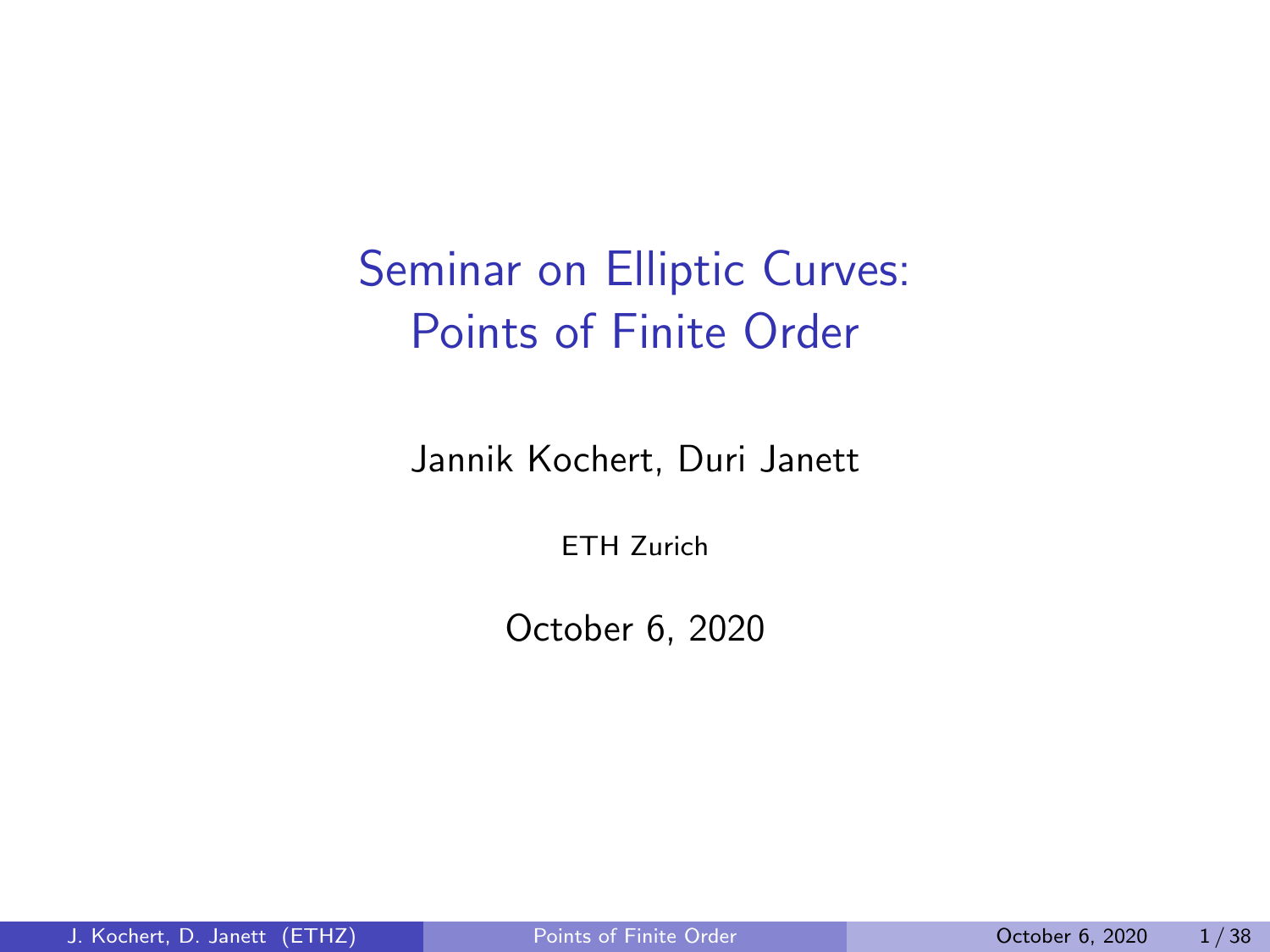# Seminar on Elliptic Curves: Points of Finite Order

Jannik Kochert, Duri Janett

ETH Zurich

October 6, 2020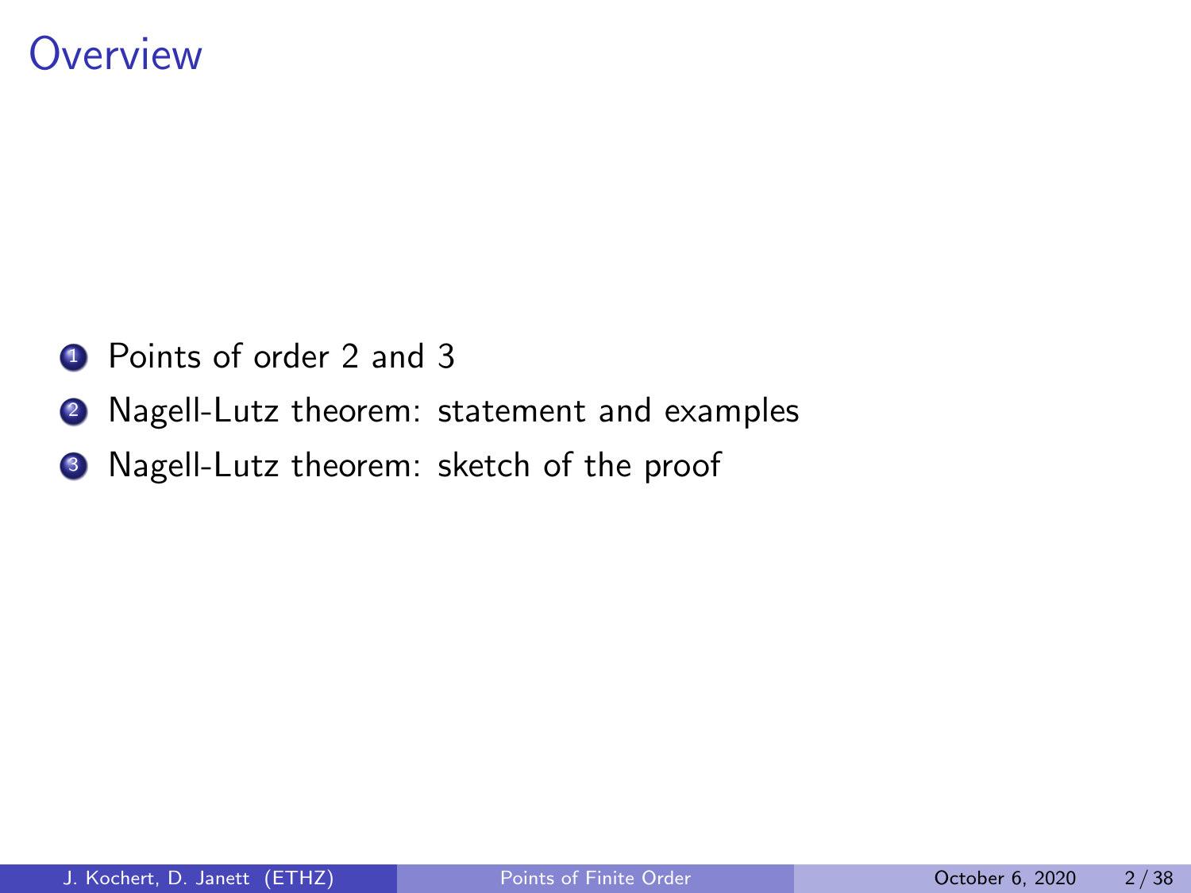# Overview

1. Points of order 2 and 3
2. Nagell-Lutz theorem: statement and examples
3. Nagell-Lutz theorem: sketch of the proof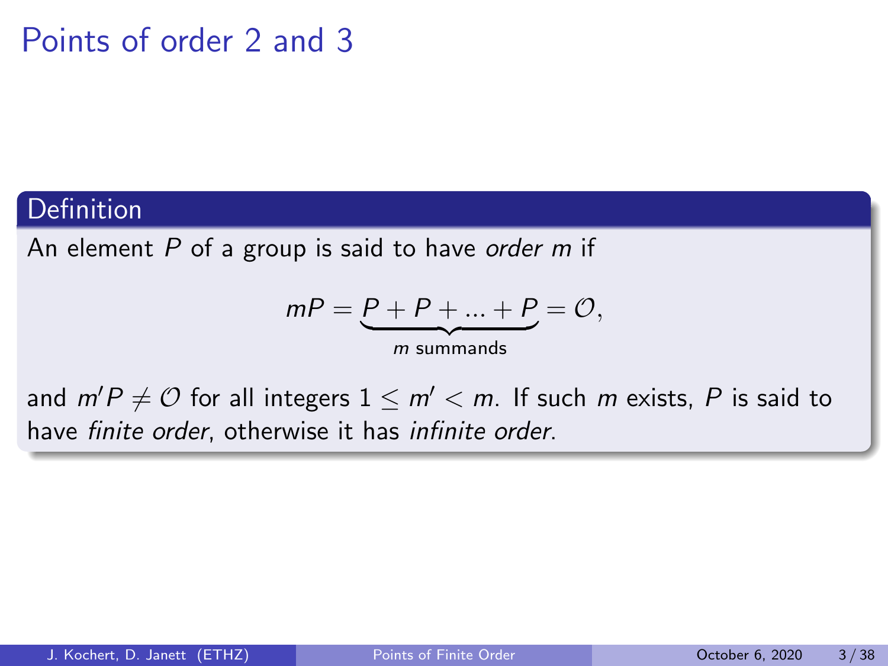# Points of order 2 and 3

**Definition**

An element $P$ of a group is said to have *order m* if

$$mP = \underbrace{P + P + ... + P}_{m \text{ summands}} = \mathcal{O},$$

and $m'P \neq \mathcal{O}$ for all integers $1 \leq m' < m$. If such $m$ exists, $P$ is said to have *finite order*, otherwise it has *infinite order*.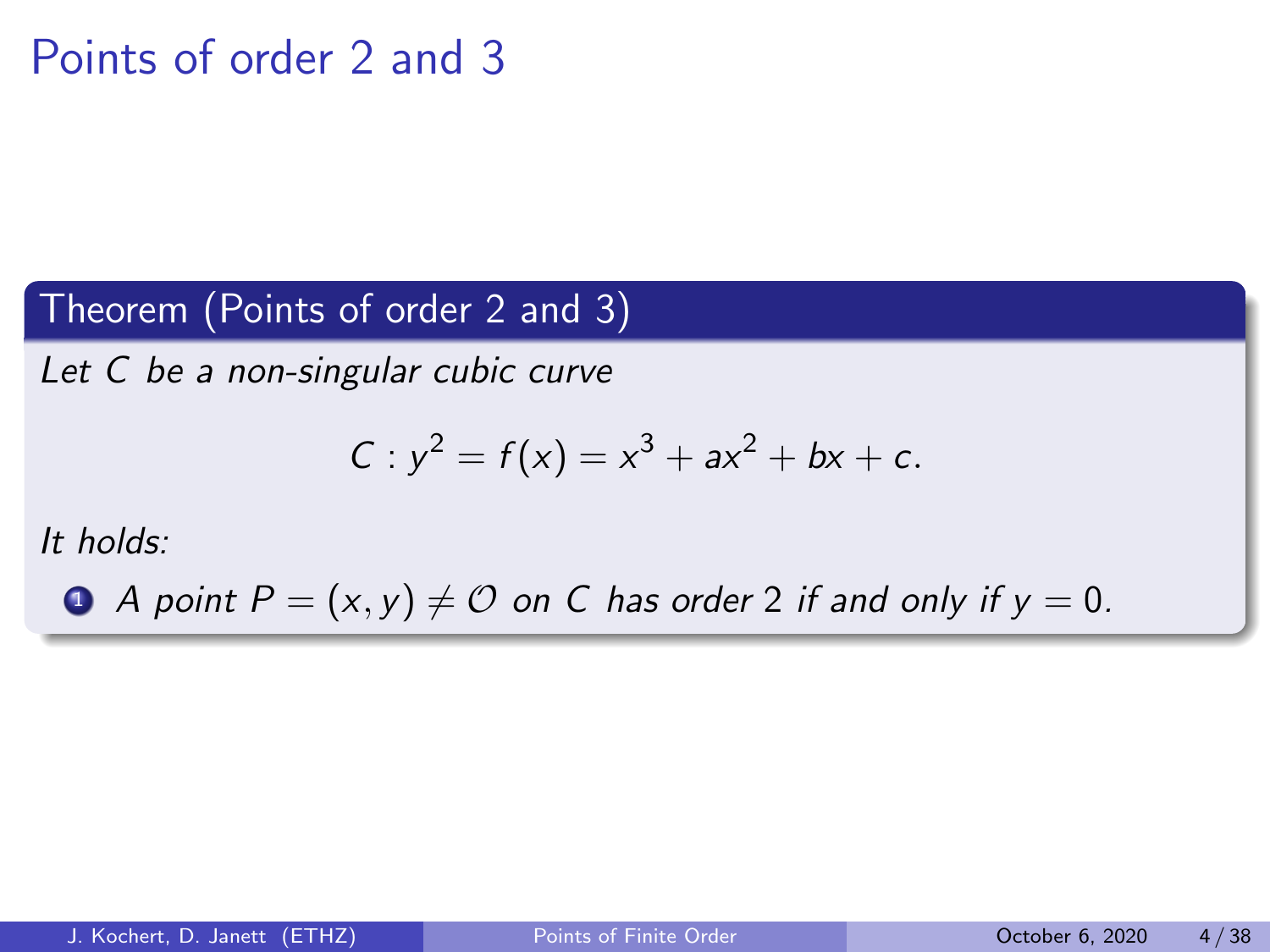# Points of order 2 and 3

## Theorem (Points of order 2 and 3)

*Let $C$ be a non-singular cubic curve*

$$C : y^2 = f(x) = x^3 + ax^2 + bx + c.$$

*It holds:*

1. *A point $P = (x, y) \neq \mathcal{O}$ on $C$ has order 2 if and only if $y = 0$.*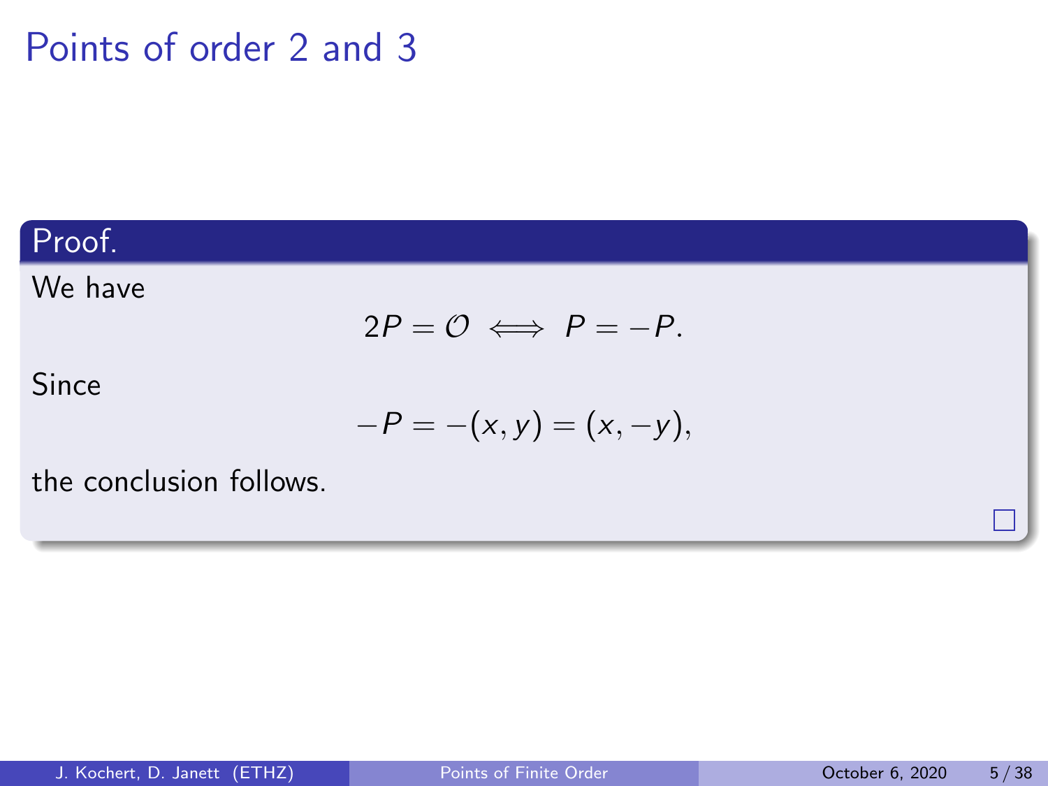# Points of order 2 and 3

**Proof.**

We have

$$2P = \mathcal{O} \iff P = -P.$$

Since

$$-P = -(x, y) = (x, -y),$$

the conclusion follows. □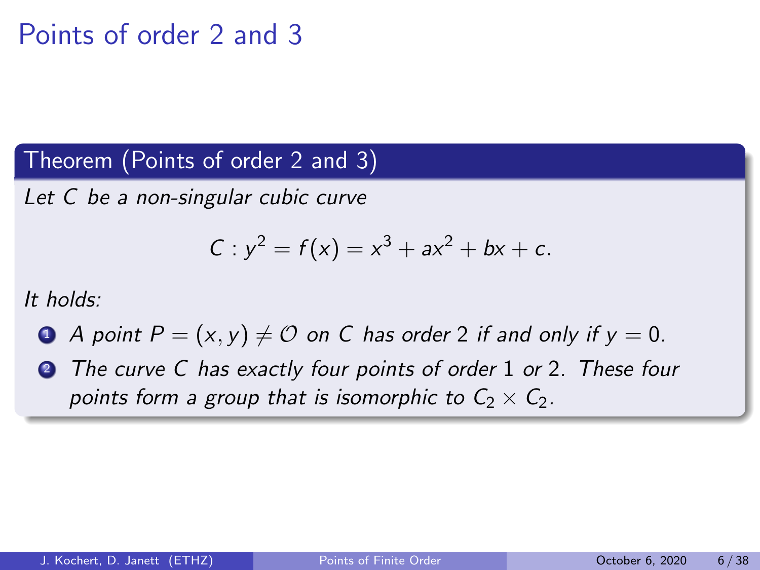# Points of order 2 and 3

**Theorem (Points of order 2 and 3)**

*Let $C$ be a non-singular cubic curve*

$$C : y^2 = f(x) = x^3 + ax^2 + bx + c.$$

*It holds:*

1. *A point $P = (x, y) \neq \mathcal{O}$ on $C$ has order 2 if and only if $y = 0$.*
2. *The curve $C$ has exactly four points of order 1 or 2. These four points form a group that is isomorphic to $C_2 \times C_2$.*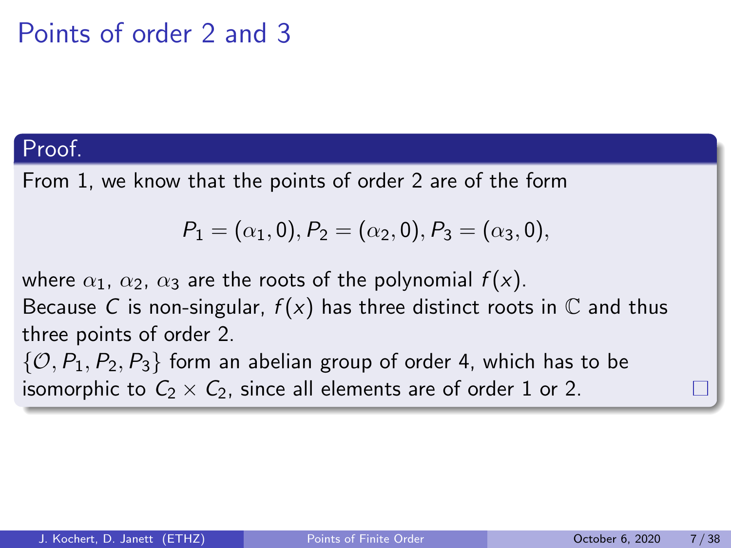# Points of order 2 and 3

**Proof.**

From 1, we know that the points of order 2 are of the form

$$P_1 = (\alpha_1, 0), P_2 = (\alpha_2, 0), P_3 = (\alpha_3, 0),$$

where $\alpha_1$, $\alpha_2$, $\alpha_3$ are the roots of the polynomial $f(x)$.
Because $C$ is non-singular, $f(x)$ has three distinct roots in $\mathbb{C}$ and thus three points of order 2.
$\{\mathcal{O}, P_1, P_2, P_3\}$ form an abelian group of order 4, which has to be isomorphic to $C_2 \times C_2$, since all elements are of order 1 or 2. □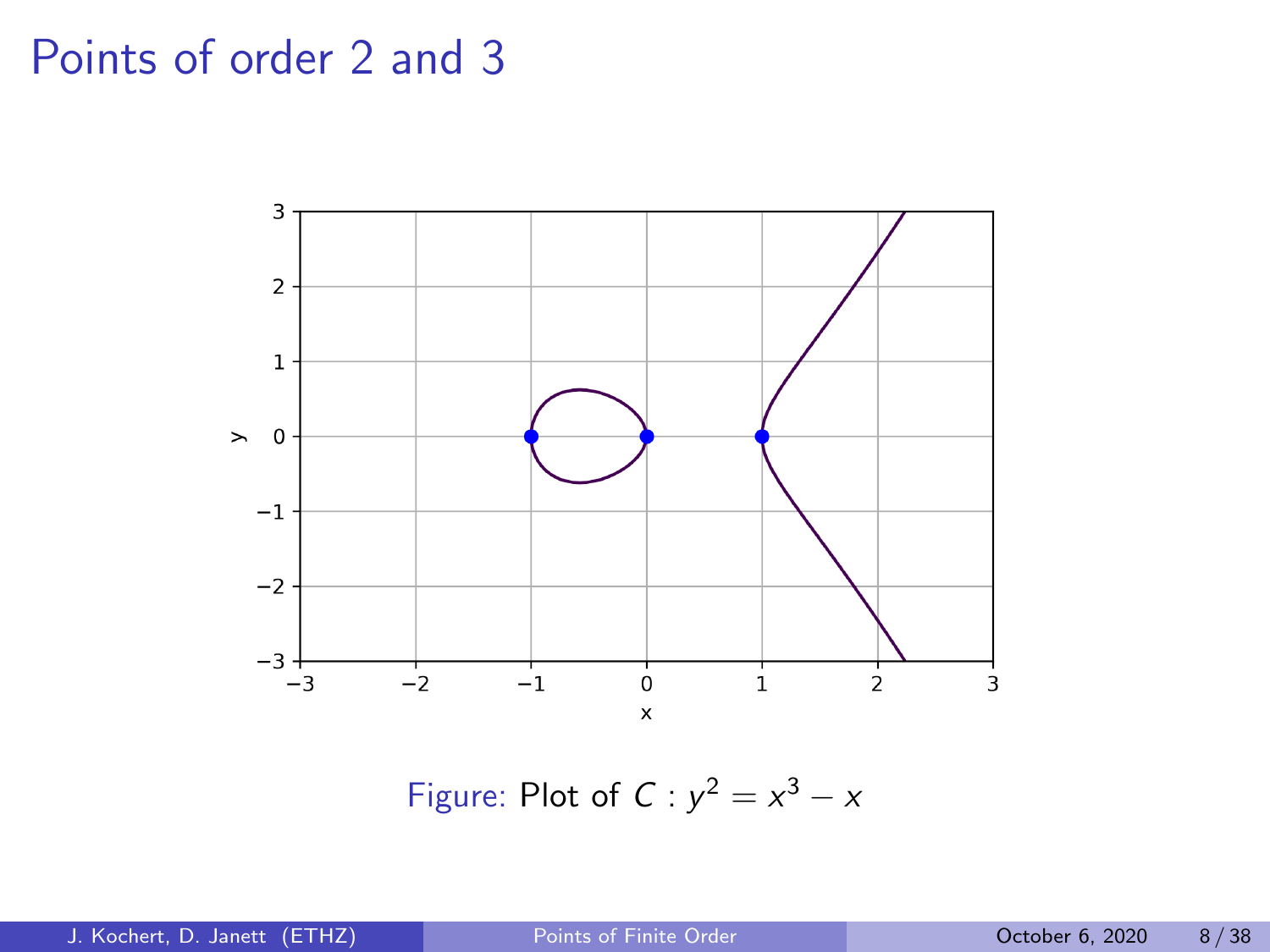# Points of order 2 and 3

Figure: Plot of $C : y^2 = x^3 - x$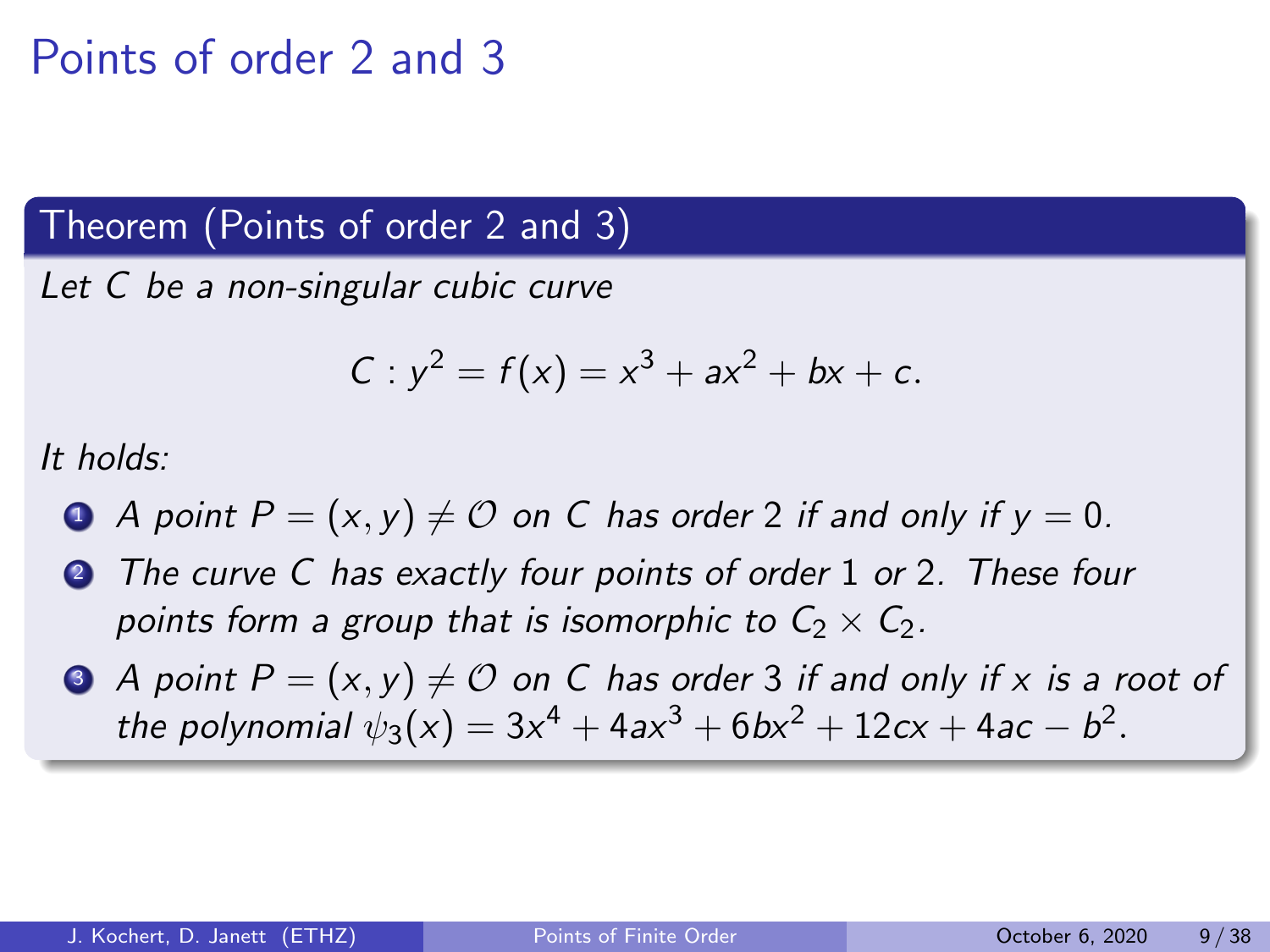# Points of order 2 and 3

**Theorem (Points of order 2 and 3)**

*Let $C$ be a non-singular cubic curve*

$$C : y^2 = f(x) = x^3 + ax^2 + bx + c.$$

*It holds:*

1. *A point $P = (x, y) \neq \mathcal{O}$ on $C$ has order 2 if and only if $y = 0$.*
2. *The curve $C$ has exactly four points of order 1 or 2. These four points form a group that is isomorphic to $C_2 \times C_2$.*
3. *A point $P = (x, y) \neq \mathcal{O}$ on $C$ has order 3 if and only if $x$ is a root of the polynomial $\psi_3(x) = 3x^4 + 4ax^3 + 6bx^2 + 12cx + 4ac - b^2$.*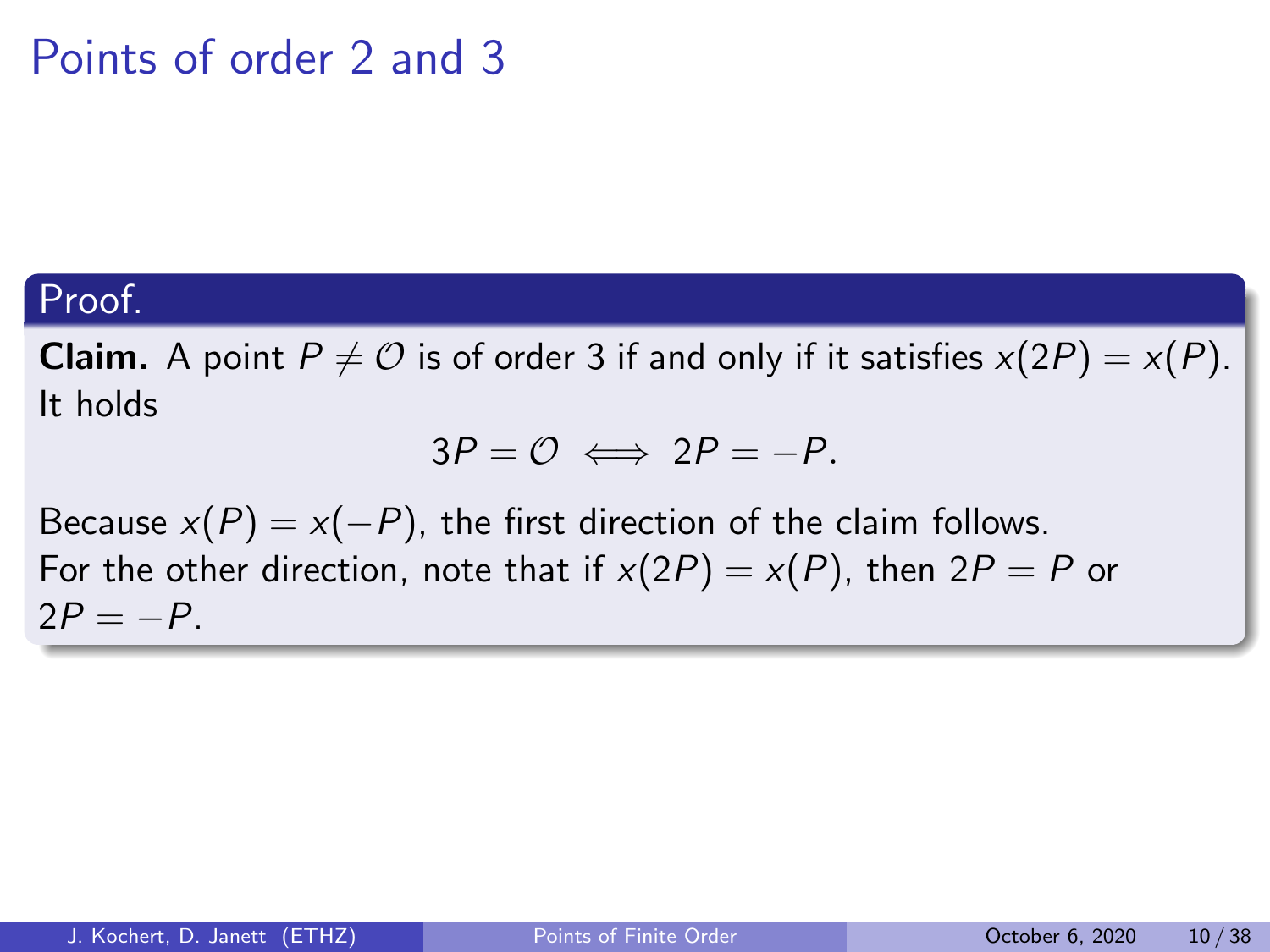# Points of order 2 and 3

**Proof.**

**Claim.** A point $P \neq \mathcal{O}$ is of order 3 if and only if it satisfies $x(2P) = x(P)$. It holds

$$3P = \mathcal{O} \iff 2P = -P.$$

Because $x(P) = x(-P)$, the first direction of the claim follows.
For the other direction, note that if $x(2P) = x(P)$, then $2P = P$ or $2P = -P$.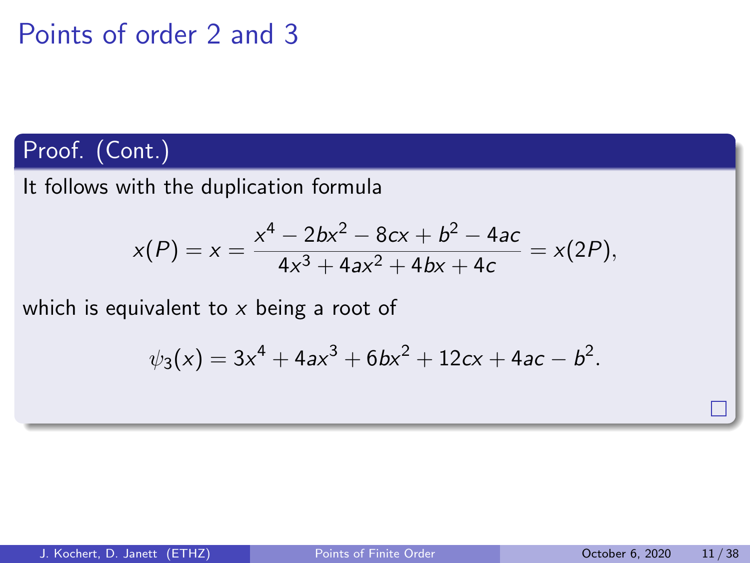# Points of order 2 and 3

**Proof. (Cont.)**

It follows with the duplication formula

$$x(P) = x = \frac{x^4 - 2bx^2 - 8cx + b^2 - 4ac}{4x^3 + 4ax^2 + 4bx + 4c} = x(2P),$$

which is equivalent to $x$ being a root of

$$\psi_3(x) = 3x^4 + 4ax^3 + 6bx^2 + 12cx + 4ac - b^2.$$

□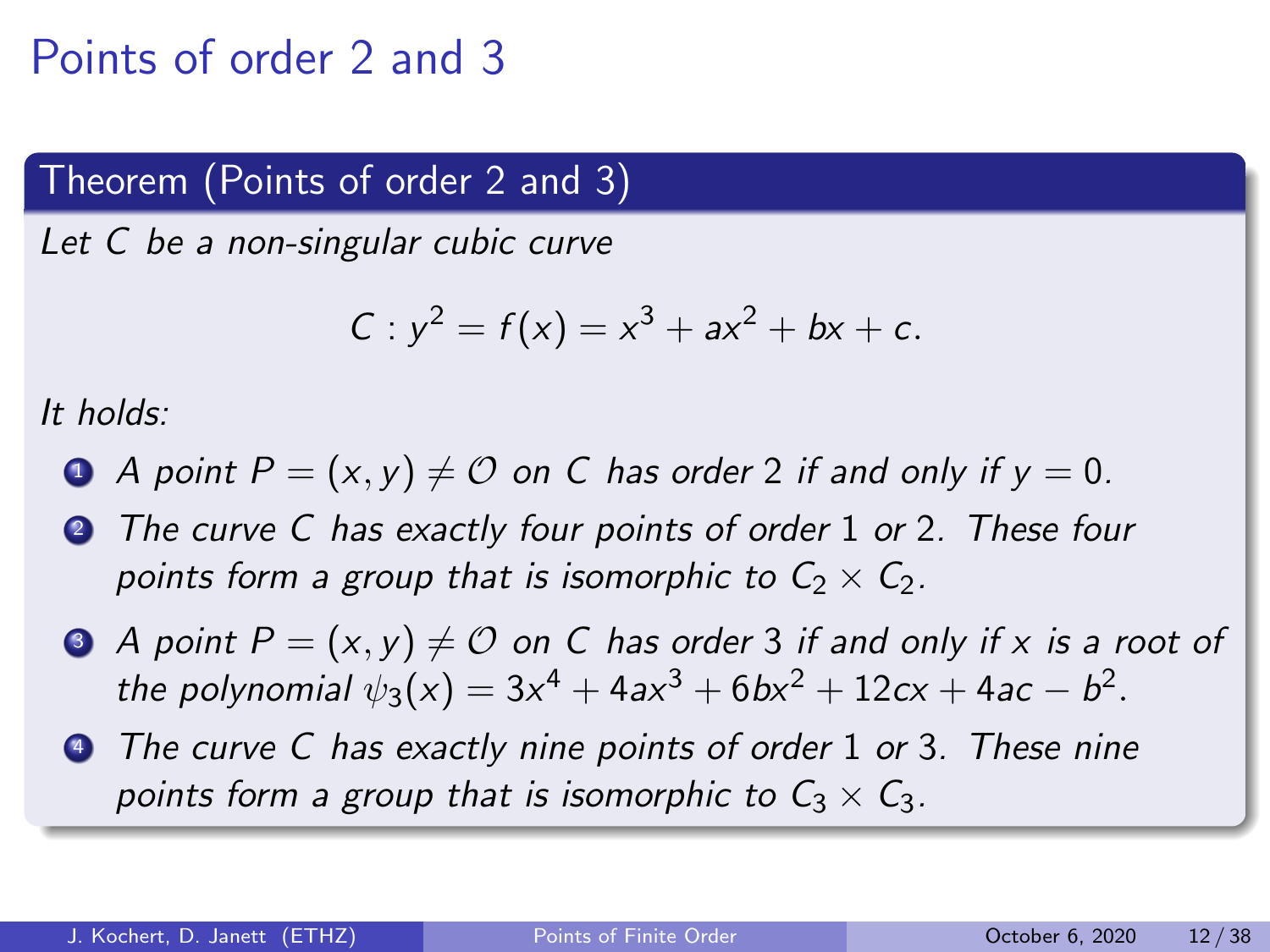# Points of order 2 and 3

## Theorem (Points of order 2 and 3)

*Let $C$ be a non-singular cubic curve*

$$C : y^2 = f(x) = x^3 + ax^2 + bx + c.$$

*It holds:*

1. *A point $P = (x, y) \neq \mathcal{O}$ on $C$ has order 2 if and only if $y = 0$.*
2. *The curve $C$ has exactly four points of order 1 or 2. These four points form a group that is isomorphic to $C_2 \times C_2$.*
3. *A point $P = (x, y) \neq \mathcal{O}$ on $C$ has order 3 if and only if $x$ is a root of the polynomial $\psi_3(x) = 3x^4 + 4ax^3 + 6bx^2 + 12cx + 4ac - b^2$.*
4. *The curve $C$ has exactly nine points of order 1 or 3. These nine points form a group that is isomorphic to $C_3 \times C_3$.*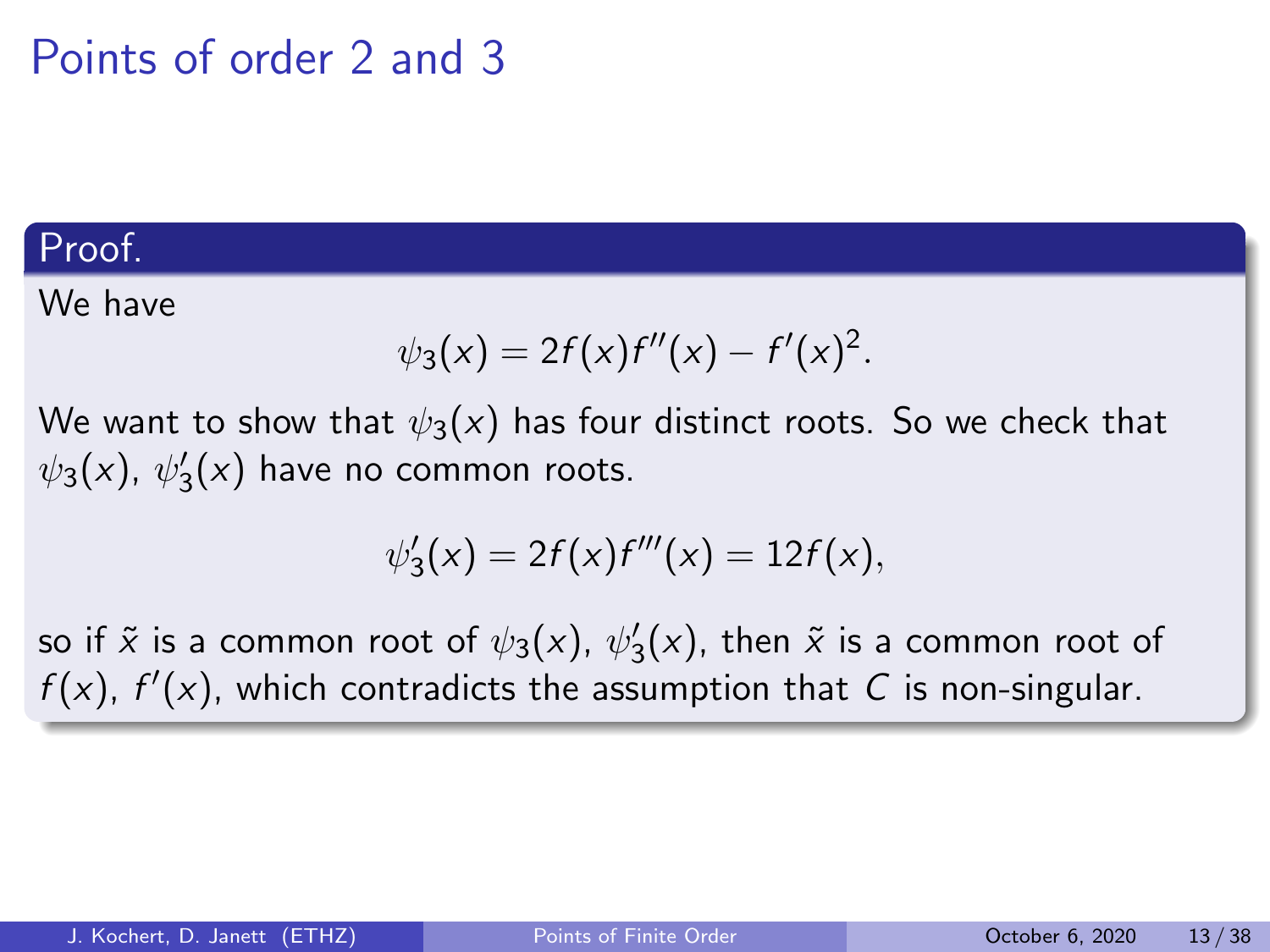# Points of order 2 and 3

**Proof.**

We have

$$\psi_3(x) = 2f(x)f''(x) - f'(x)^2.$$

We want to show that $\psi_3(x)$ has four distinct roots. So we check that $\psi_3(x)$, $\psi_3'(x)$ have no common roots.

$$\psi_3'(x) = 2f(x)f'''(x) = 12f(x),$$

so if $\tilde{x}$ is a common root of $\psi_3(x)$, $\psi_3'(x)$, then $\tilde{x}$ is a common root of $f(x)$, $f'(x)$, which contradicts the assumption that $C$ is non-singular.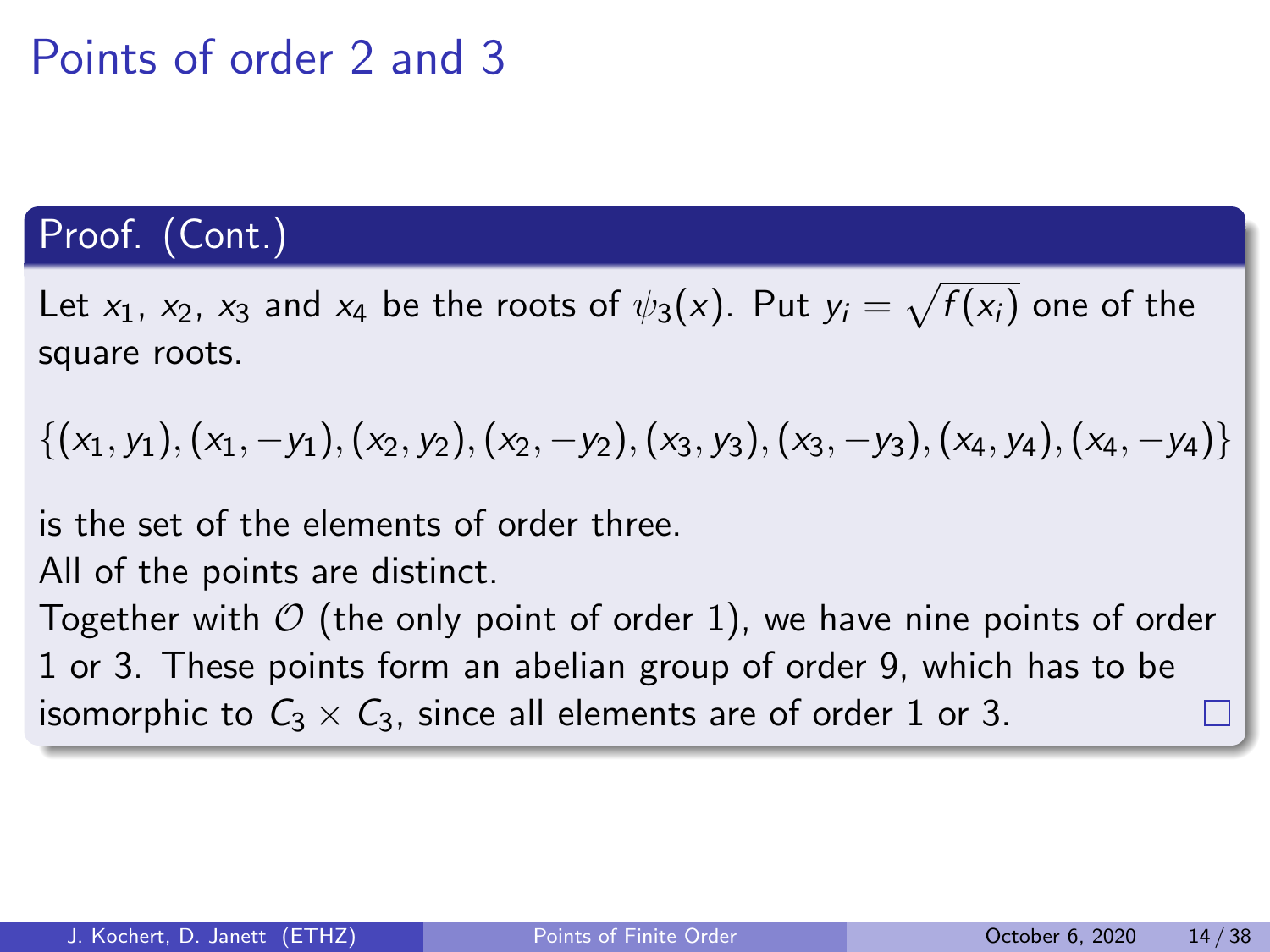# Points of order 2 and 3

## Proof. (Cont.)

Let $x_1$, $x_2$, $x_3$ and $x_4$ be the roots of $\psi_3(x)$. Put $y_i = \sqrt{f(x_i)}$ one of the square roots.

$$\{(x_1, y_1), (x_1, -y_1), (x_2, y_2), (x_2, -y_2), (x_3, y_3), (x_3, -y_3), (x_4, y_4), (x_4, -y_4)\}$$

is the set of the elements of order three.

All of the points are distinct.

Together with $\mathcal{O}$ (the only point of order 1), we have nine points of order 1 or 3. These points form an abelian group of order 9, which has to be isomorphic to $C_3 \times C_3$, since all elements are of order 1 or 3. □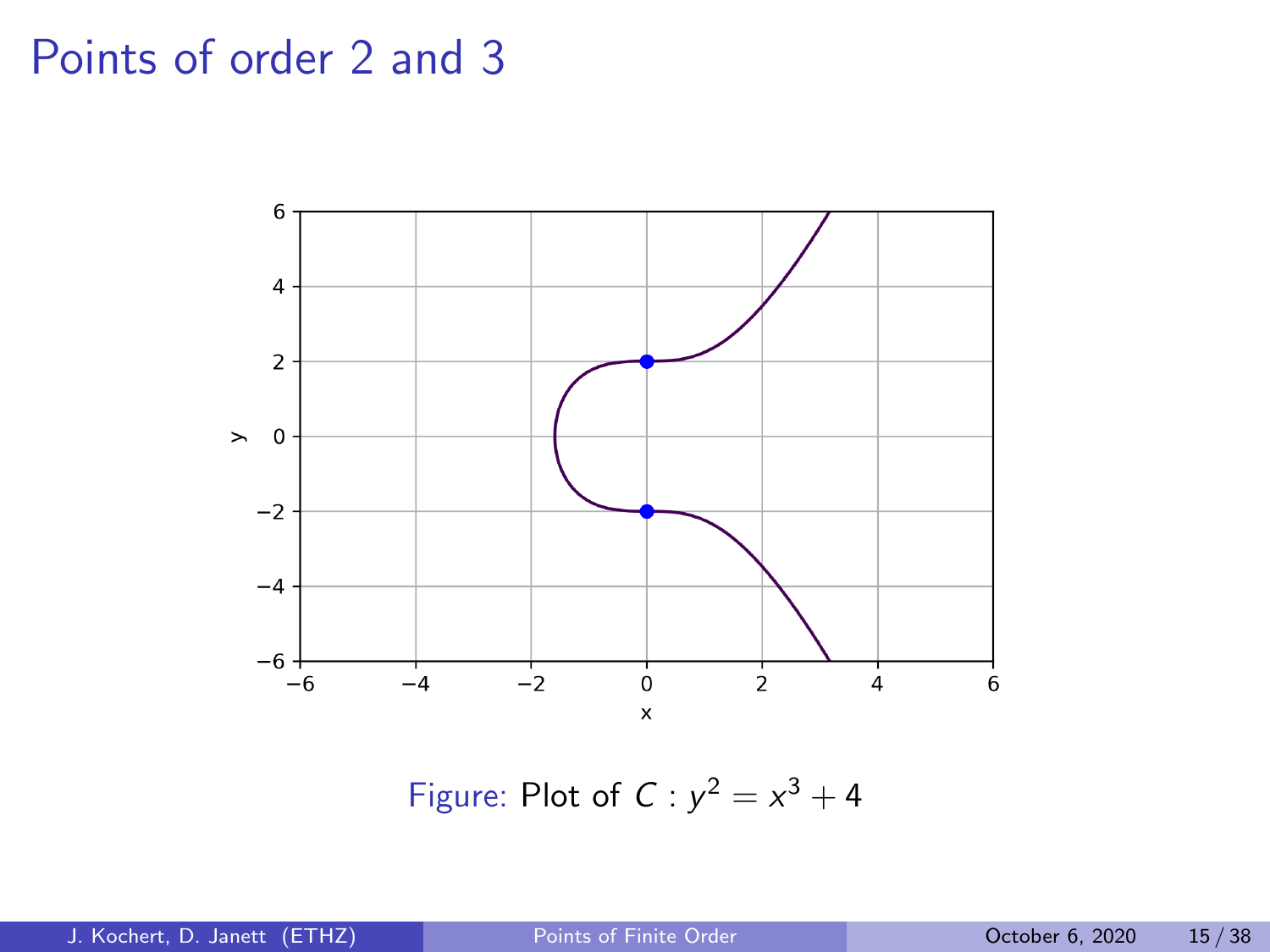# Points of order 2 and 3

Figure: Plot of $C : y^2 = x^3 + 4$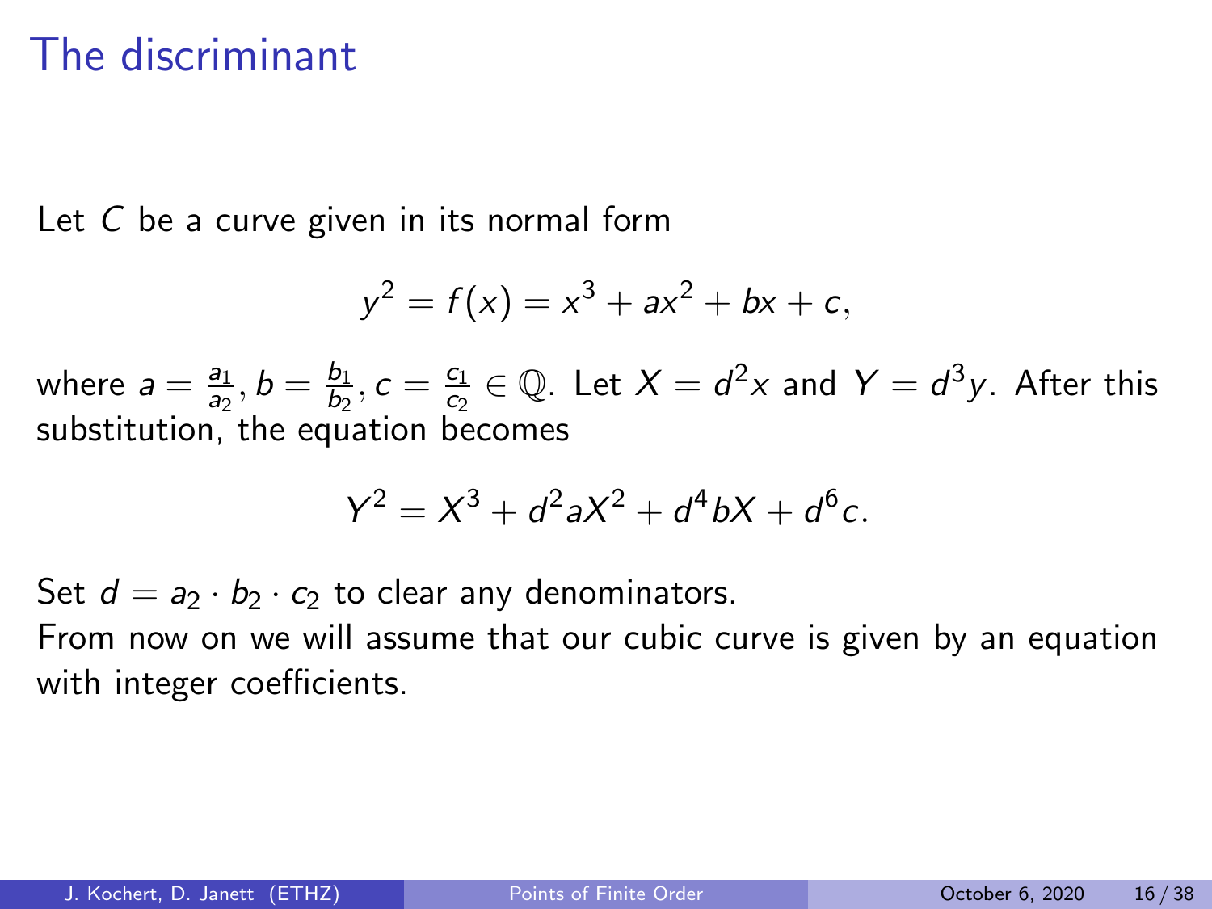# The discriminant

Let $C$ be a curve given in its normal form

$$y^2 = f(x) = x^3 + ax^2 + bx + c,$$

where $a = \frac{a_1}{a_2}, b = \frac{b_1}{b_2}, c = \frac{c_1}{c_2} \in \mathbb{Q}$. Let $X = d^2x$ and $Y = d^3y$. After this substitution, the equation becomes

$$Y^2 = X^3 + d^2aX^2 + d^4bX + d^6c.$$

Set $d = a_2 \cdot b_2 \cdot c_2$ to clear any denominators.
From now on we will assume that our cubic curve is given by an equation with integer coefficients.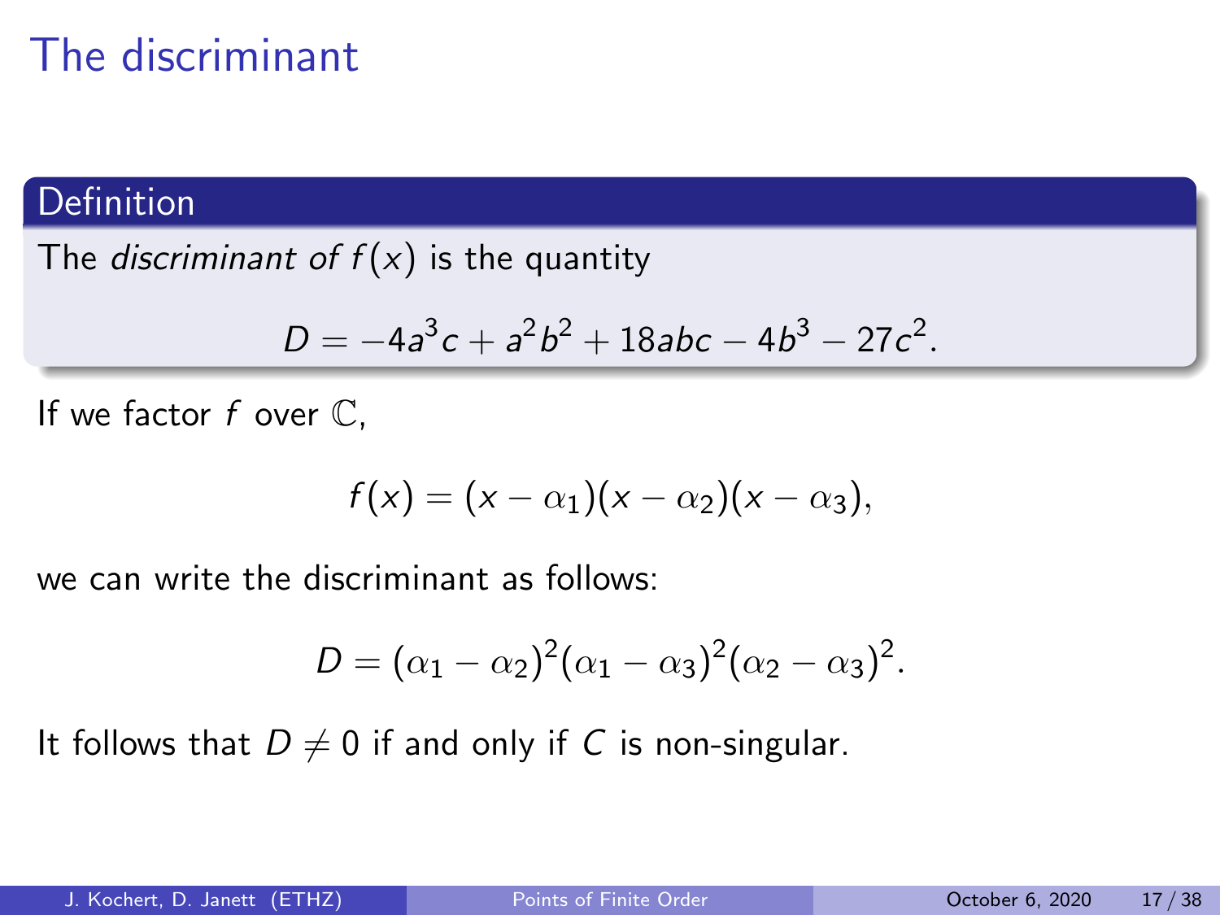# The discriminant

**Definition**

The *discriminant of $f(x)$* is the quantity

$$D = -4a^3c + a^2b^2 + 18abc - 4b^3 - 27c^2.$$

If we factor $f$ over $\mathbb{C}$,

$$f(x) = (x - \alpha_1)(x - \alpha_2)(x - \alpha_3),$$

we can write the discriminant as follows:

$$D = (\alpha_1 - \alpha_2)^2(\alpha_1 - \alpha_3)^2(\alpha_2 - \alpha_3)^2.$$

It follows that $D \neq 0$ if and only if $C$ is non-singular.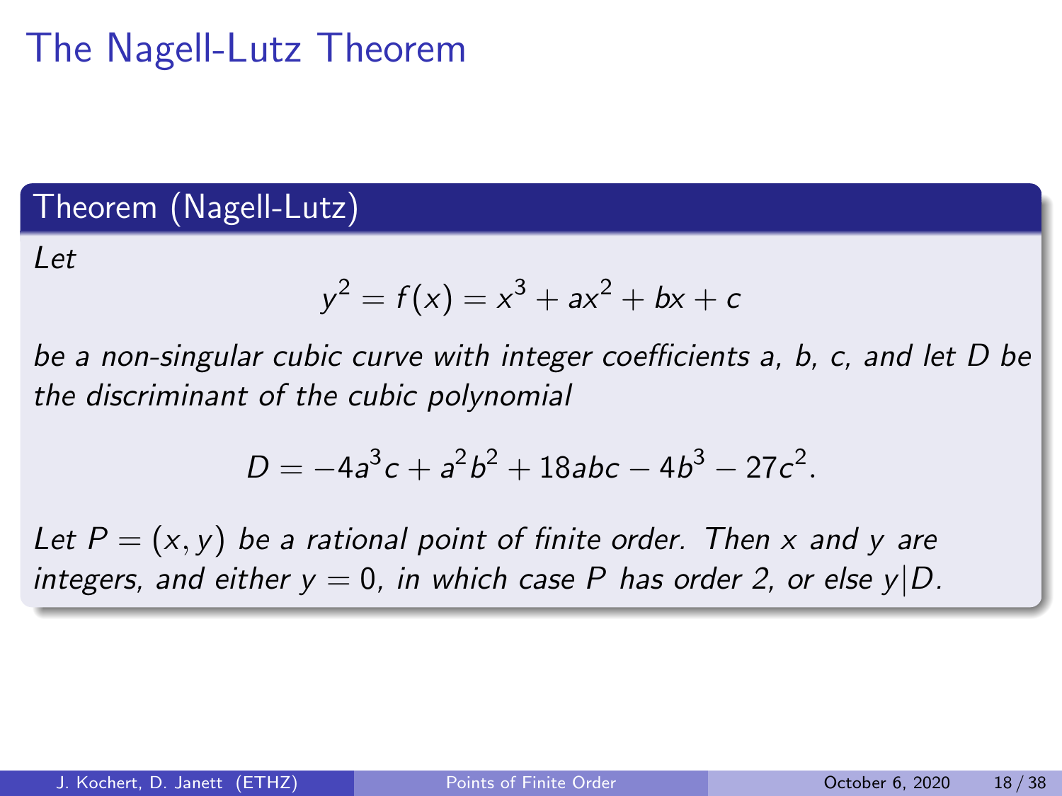# The Nagell-Lutz Theorem

### Theorem (Nagell-Lutz)

*Let*

$$y^2 = f(x) = x^3 + ax^2 + bx + c$$

*be a non-singular cubic curve with integer coefficients $a$, $b$, $c$, and let $D$ be the discriminant of the cubic polynomial*

$$D = -4a^3c + a^2b^2 + 18abc - 4b^3 - 27c^2.$$

*Let $P = (x, y)$ be a rational point of finite order. Then $x$ and $y$ are integers, and either $y = 0$, in which case $P$ has order 2, or else $y|D$.*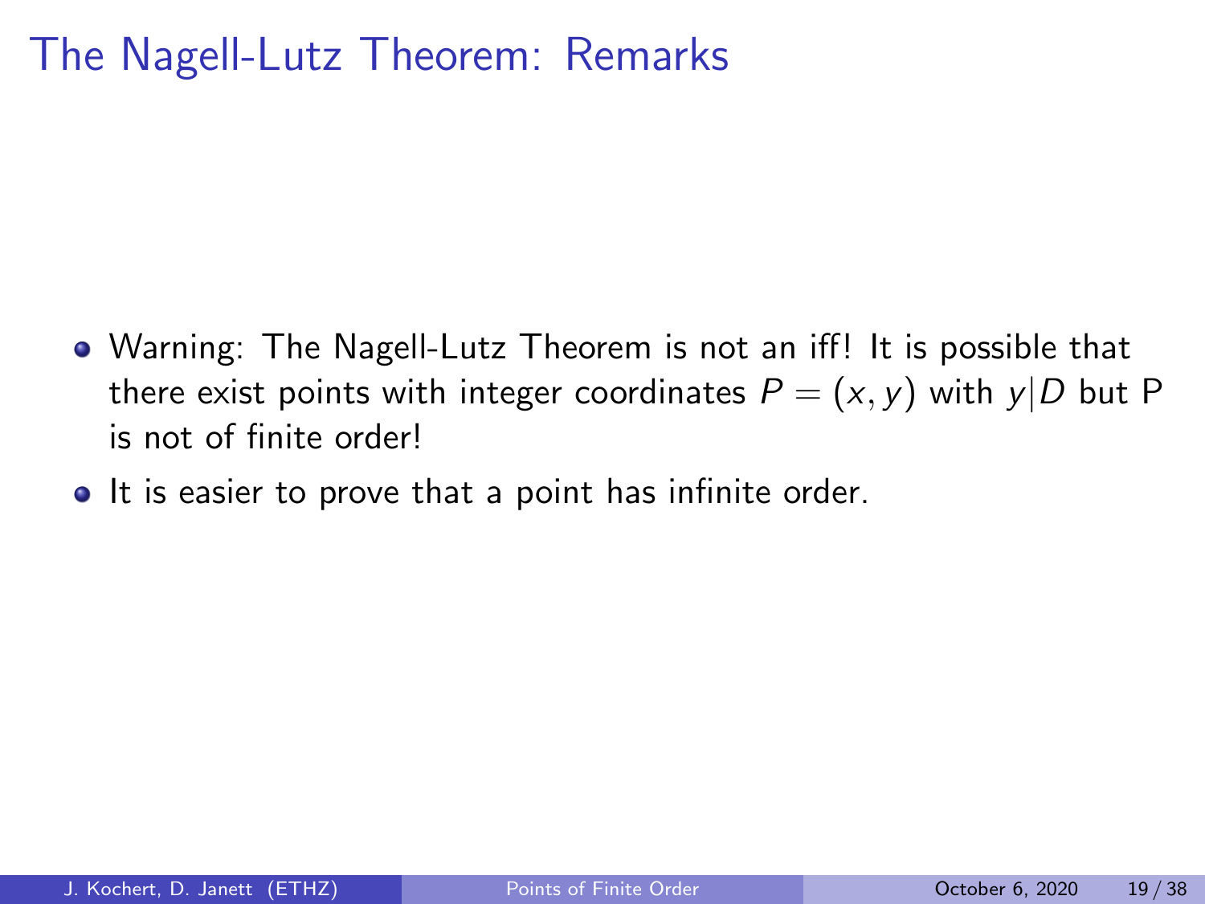# The Nagell-Lutz Theorem: Remarks

- Warning: The Nagell-Lutz Theorem is not an iff! It is possible that there exist points with integer coordinates $P = (x, y)$ with $y|D$ but P is not of finite order!
- It is easier to prove that a point has infinite order.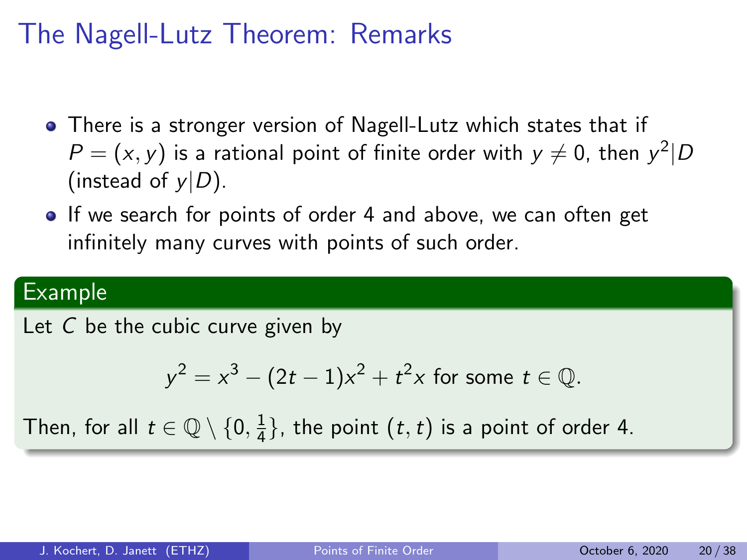# The Nagell-Lutz Theorem: Remarks

- There is a stronger version of Nagell-Lutz which states that if $P = (x, y)$ is a rational point of finite order with $y \neq 0$, then $y^2 | D$ (instead of $y | D$).
- If we search for points of order 4 and above, we can often get infinitely many curves with points of such order.

**Example**

Let $C$ be the cubic curve given by

$$y^2 = x^3 - (2t - 1)x^2 + t^2 x \text{ for some } t \in \mathbb{Q}.$$

Then, for all $t \in \mathbb{Q} \setminus \{0, \frac{1}{4}\}$, the point $(t, t)$ is a point of order 4.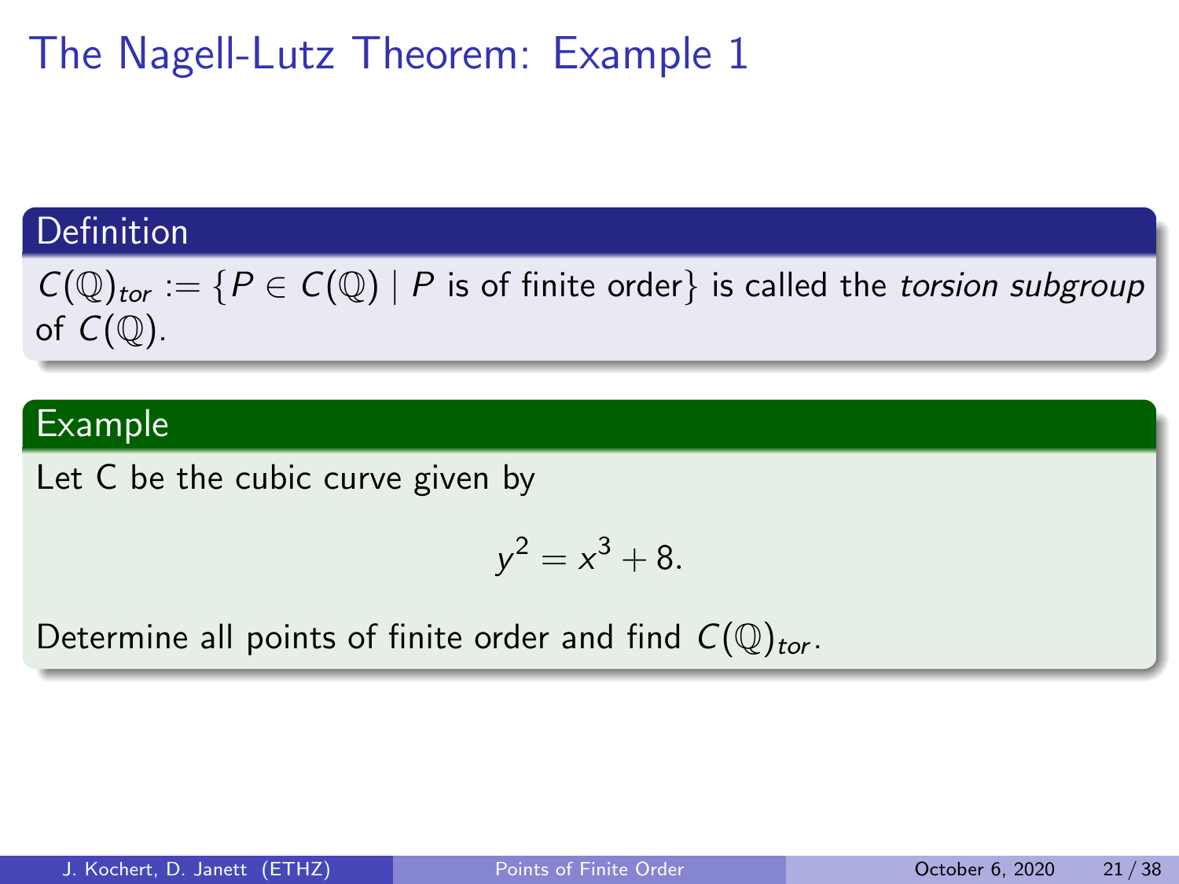# The Nagell-Lutz Theorem: Example 1

**Definition**

$C(\mathbb{Q})_{tor} := \{P \in C(\mathbb{Q}) \mid P \text{ is of finite order}\}$ is called the *torsion subgroup* of $C(\mathbb{Q})$.

**Example**

Let C be the cubic curve given by

$$y^2 = x^3 + 8.$$

Determine all points of finite order and find $C(\mathbb{Q})_{tor}$.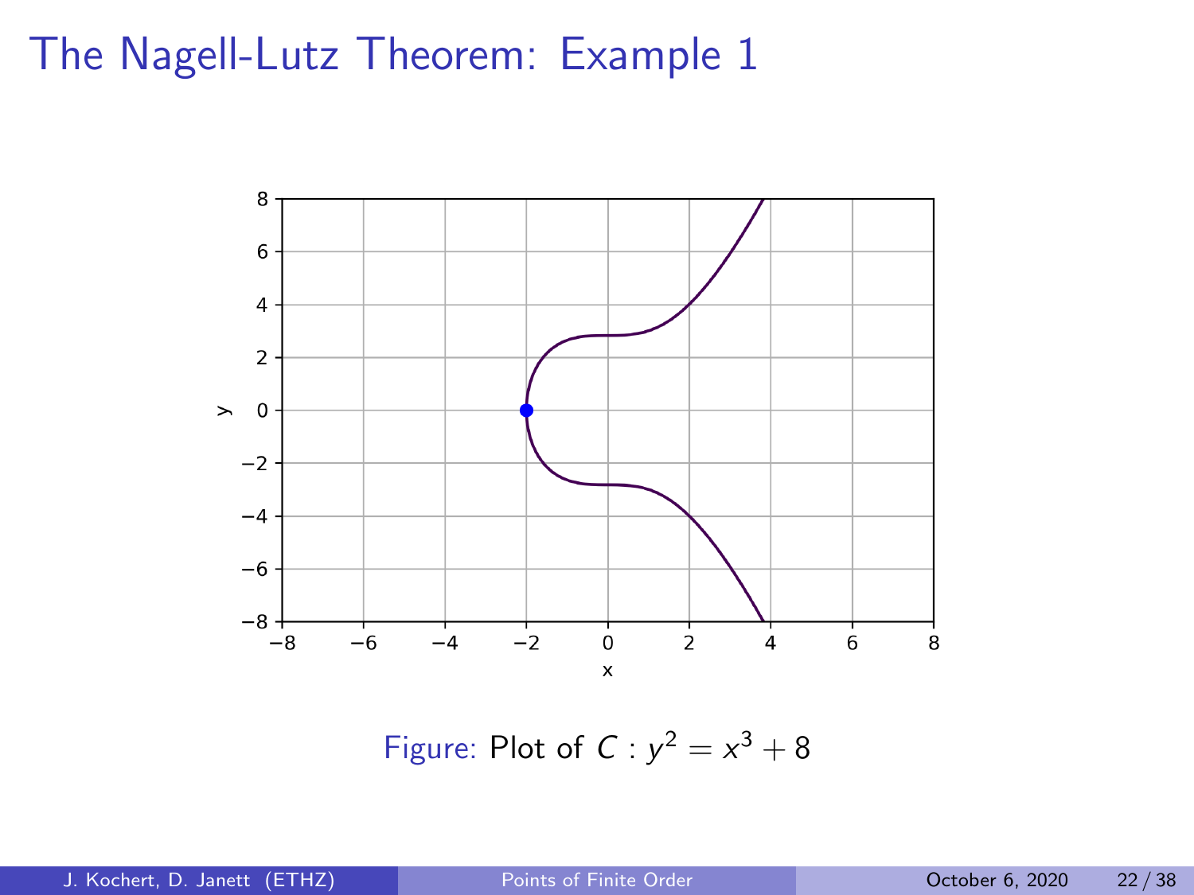# The Nagell-Lutz Theorem: Example 1

Figure: Plot of $C : y^2 = x^3 + 8$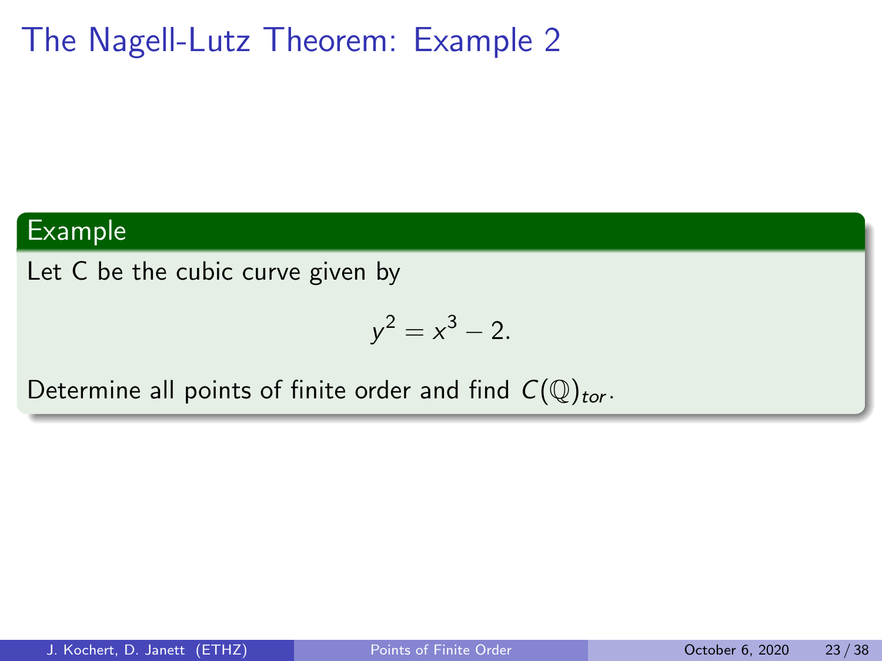# The Nagell-Lutz Theorem: Example 2

**Example**

Let C be the cubic curve given by

$$y^2 = x^3 - 2.$$

Determine all points of finite order and find $C(\mathbb{Q})_{tor}$.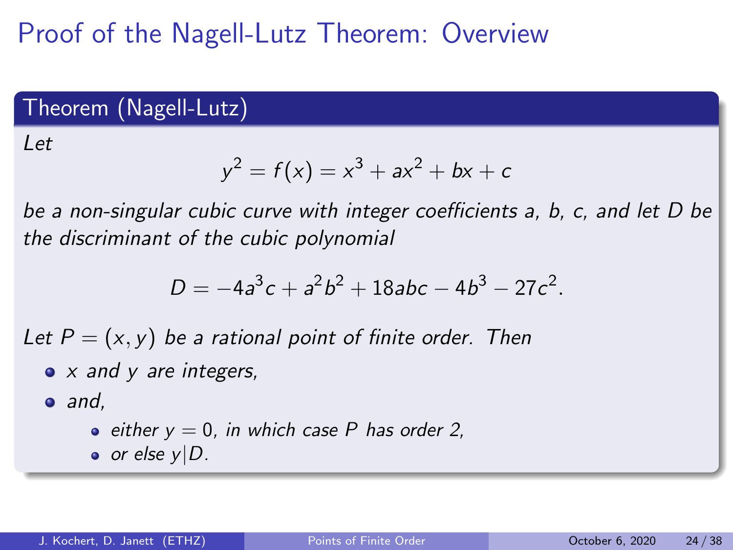# Proof of the Nagell-Lutz Theorem: Overview

## Theorem (Nagell-Lutz)

*Let*

$$y^2 = f(x) = x^3 + ax^2 + bx + c$$

*be a non-singular cubic curve with integer coefficients* $a$, $b$, $c$, *and let* $D$ *be the discriminant of the cubic polynomial*

$$D = -4a^3c + a^2b^2 + 18abc - 4b^3 - 27c^2.$$

*Let* $P = (x, y)$ *be a rational point of finite order. Then*

- $x$ *and* $y$ *are integers,*
- *and,*
  - *either* $y = 0$, *in which case* $P$ *has order 2,*
  - *or else* $y | D$.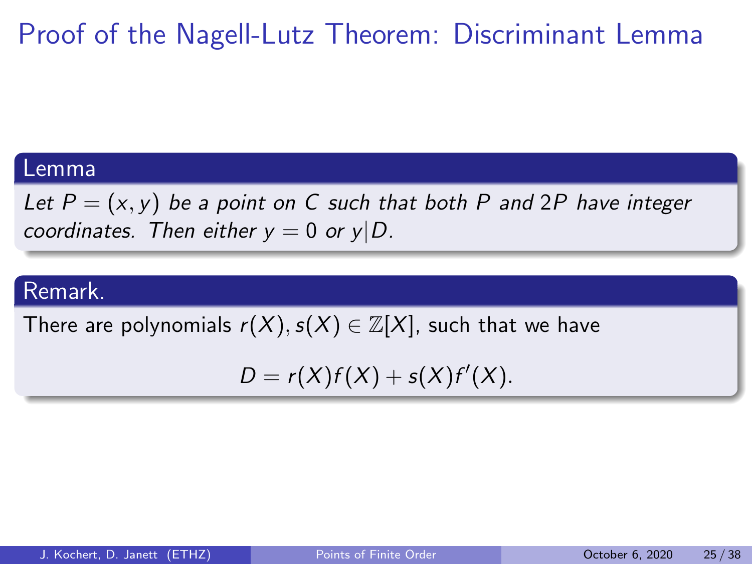# Proof of the Nagell-Lutz Theorem: Discriminant Lemma

**Lemma**

*Let $P = (x, y)$ be a point on $C$ such that both $P$ and $2P$ have integer coordinates. Then either $y = 0$ or $y|D$.*

**Remark.**

There are polynomials $r(X), s(X) \in \mathbb{Z}[X]$, such that we have

$$D = r(X)f(X) + s(X)f'(X).$$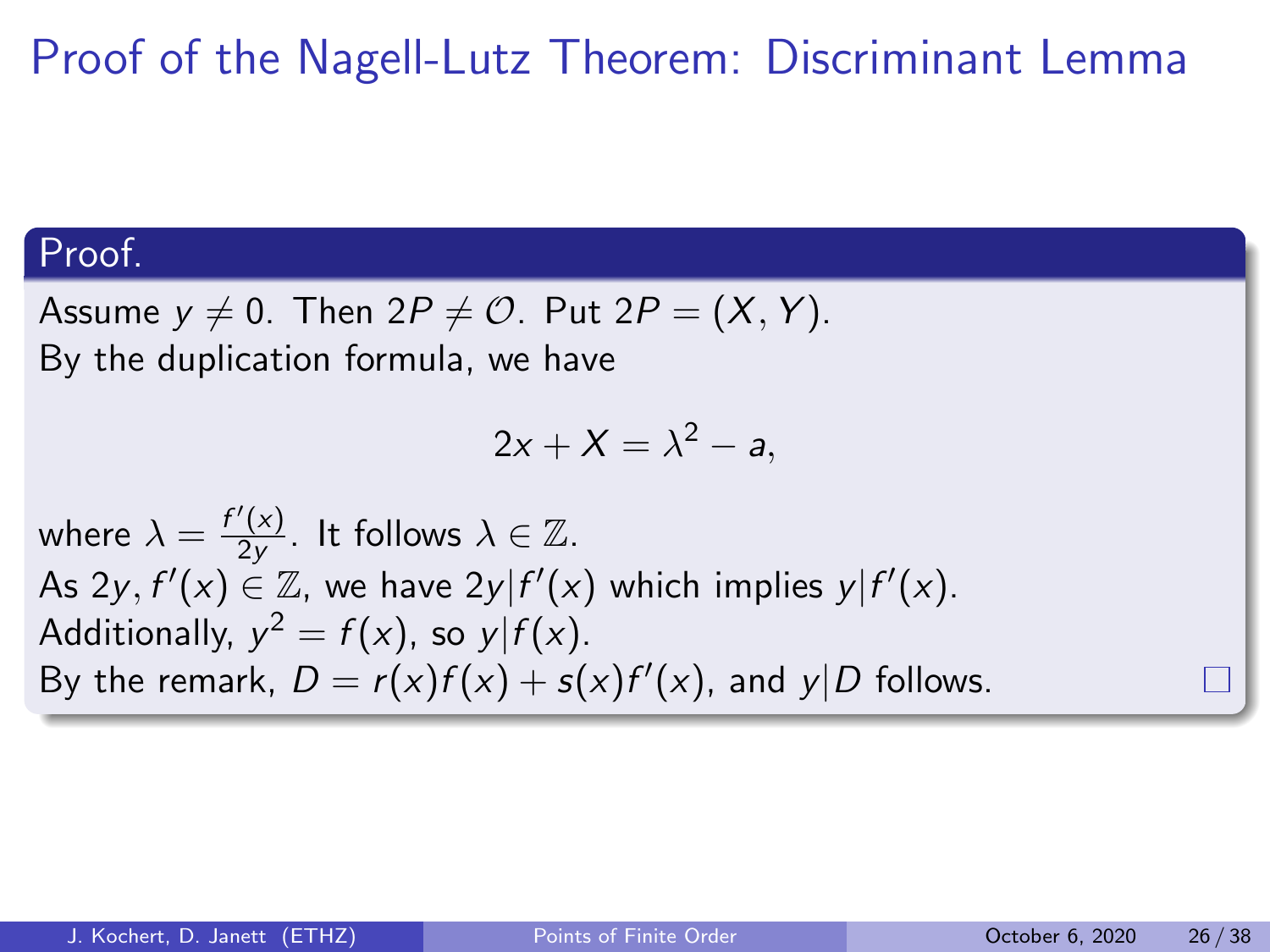# Proof of the Nagell-Lutz Theorem: Discriminant Lemma

**Proof.**

Assume $y \neq 0$. Then $2P \neq \mathcal{O}$. Put $2P = (X, Y)$.
By the duplication formula, we have

$$2x + X = \lambda^2 - a,$$

where $\lambda = \frac{f'(x)}{2y}$. It follows $\lambda \in \mathbb{Z}$.
As $2y, f'(x) \in \mathbb{Z}$, we have $2y | f'(x)$ which implies $y | f'(x)$.
Additionally, $y^2 = f(x)$, so $y | f(x)$.
By the remark, $D = r(x)f(x) + s(x)f'(x)$, and $y | D$ follows. □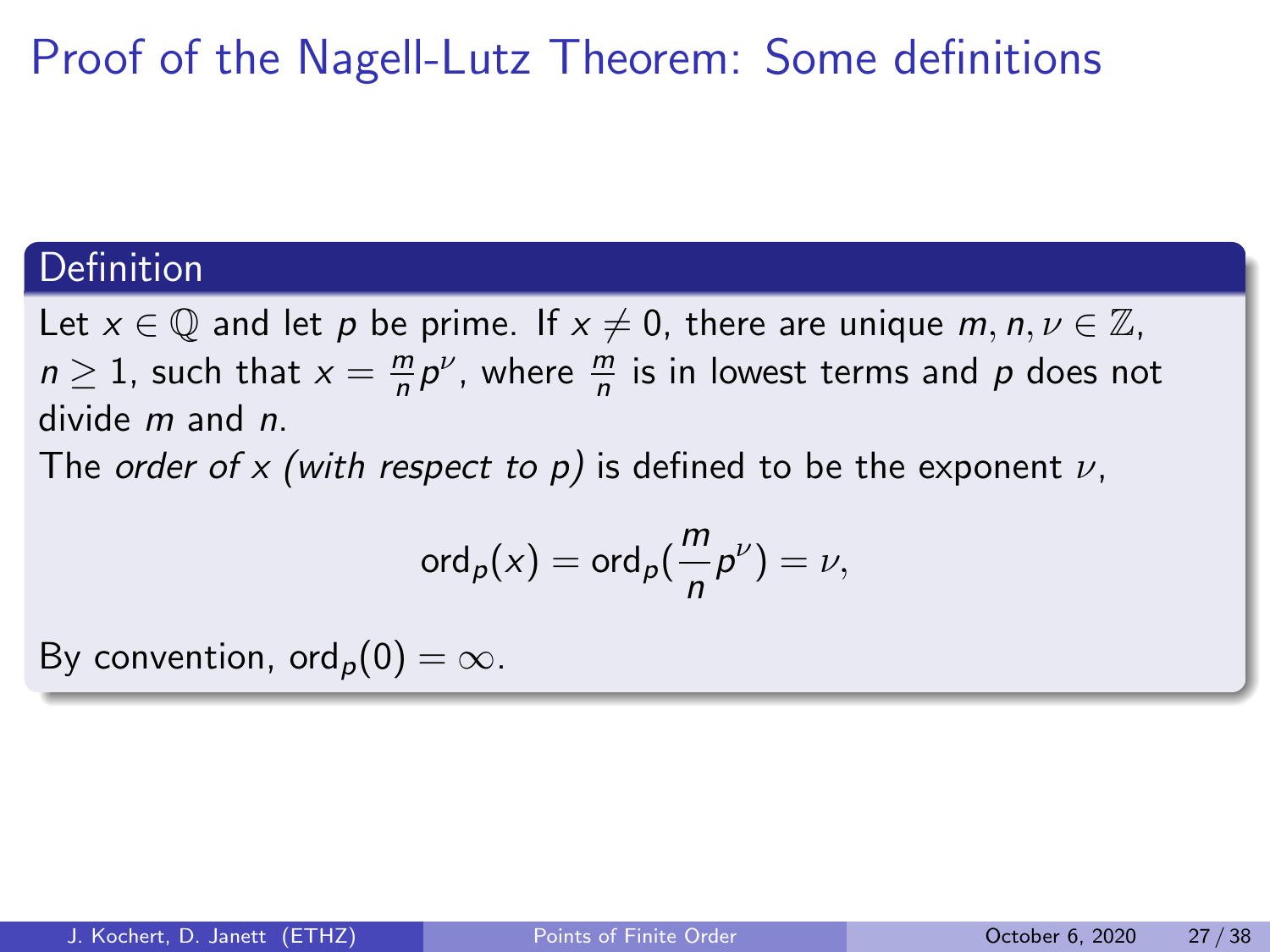# Proof of the Nagell-Lutz Theorem: Some definitions

### Definition

Let $x \in \mathbb{Q}$ and let $p$ be prime. If $x \neq 0$, there are unique $m, n, \nu \in \mathbb{Z}$, $n \geq 1$, such that $x = \frac{m}{n} p^{\nu}$, where $\frac{m}{n}$ is in lowest terms and $p$ does not divide $m$ and $n$.

The *order of $x$ (with respect to $p$)* is defined to be the exponent $\nu$,

$$\text{ord}_p(x) = \text{ord}_p\left(\frac{m}{n} p^{\nu}\right) = \nu,$$

By convention, $\text{ord}_p(0) = \infty$.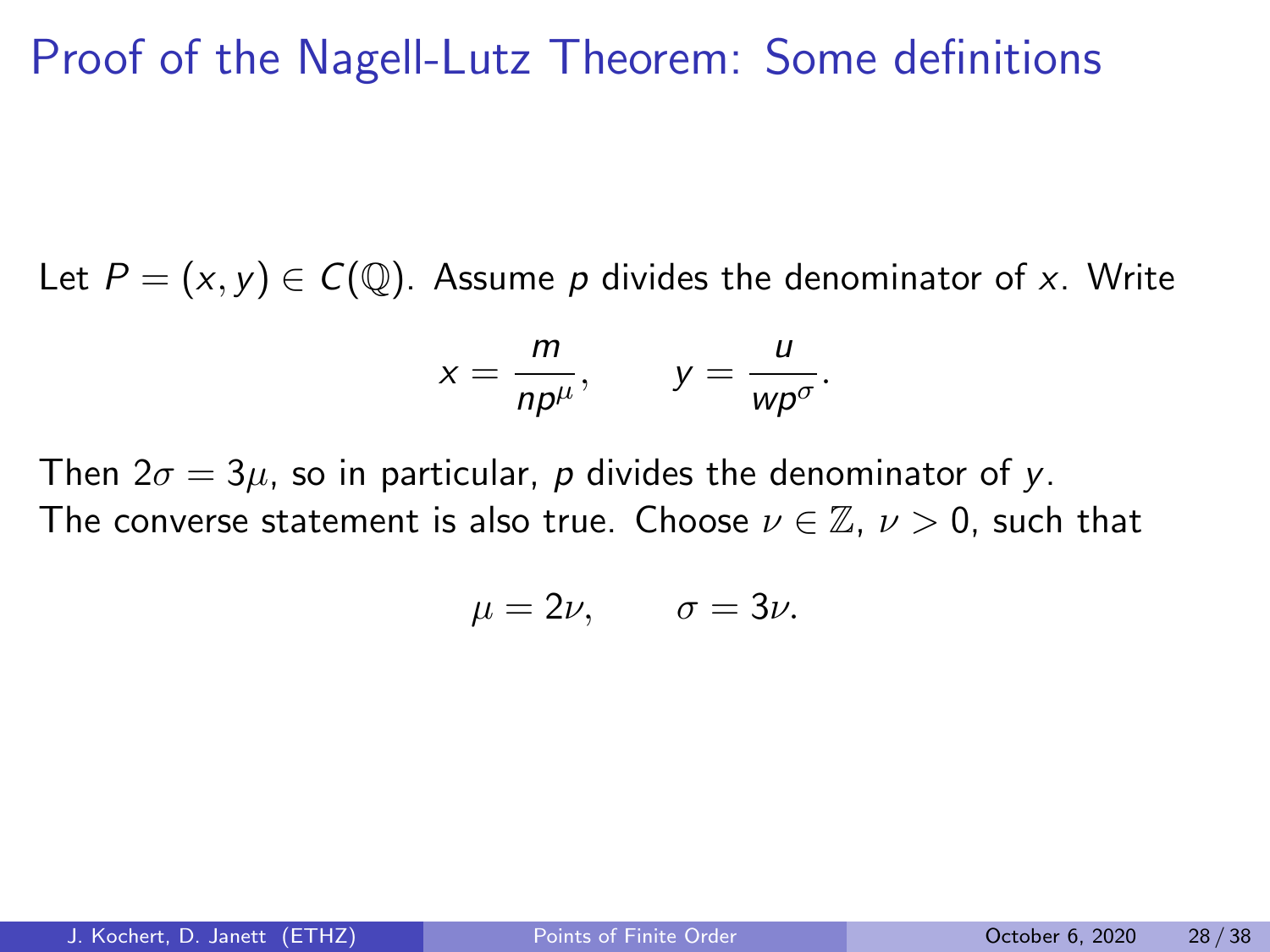# Proof of the Nagell-Lutz Theorem: Some definitions

Let $P = (x, y) \in C(\mathbb{Q})$. Assume $p$ divides the denominator of $x$. Write

$$x = \frac{m}{np^{\mu}}, \qquad y = \frac{u}{wp^{\sigma}}.$$

Then $2\sigma = 3\mu$, so in particular, $p$ divides the denominator of $y$.
The converse statement is also true. Choose $\nu \in \mathbb{Z}$, $\nu > 0$, such that

$$\mu = 2\nu, \qquad \sigma = 3\nu.$$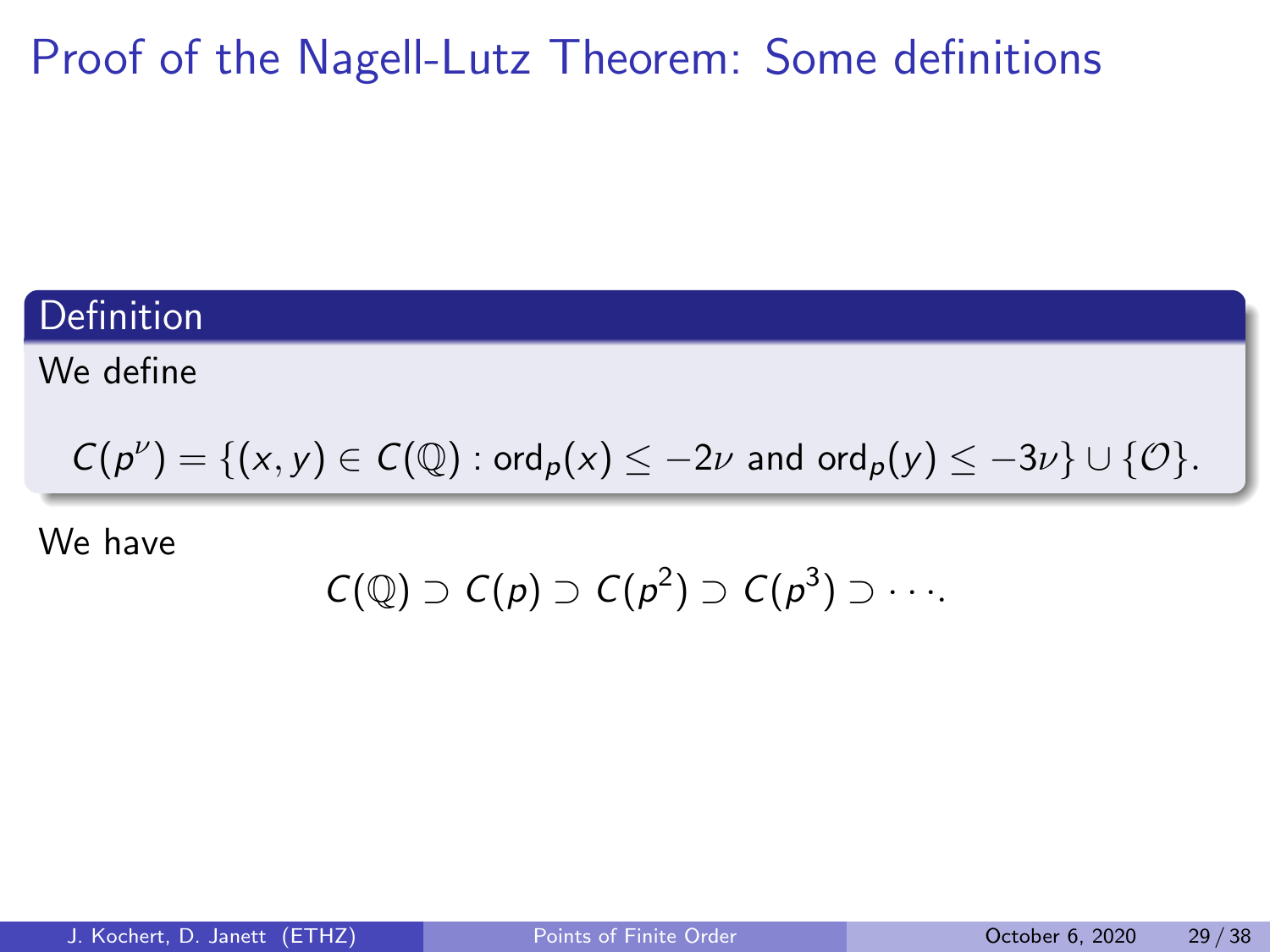# Proof of the Nagell-Lutz Theorem: Some definitions

**Definition**

We define

$$C(p^\nu) = \{(x, y) \in C(\mathbb{Q}) : \mathrm{ord}_p(x) \leq -2\nu \text{ and } \mathrm{ord}_p(y) \leq -3\nu\} \cup \{\mathcal{O}\}.$$

We have

$$C(\mathbb{Q}) \supset C(p) \supset C(p^2) \supset C(p^3) \supset \cdots.$$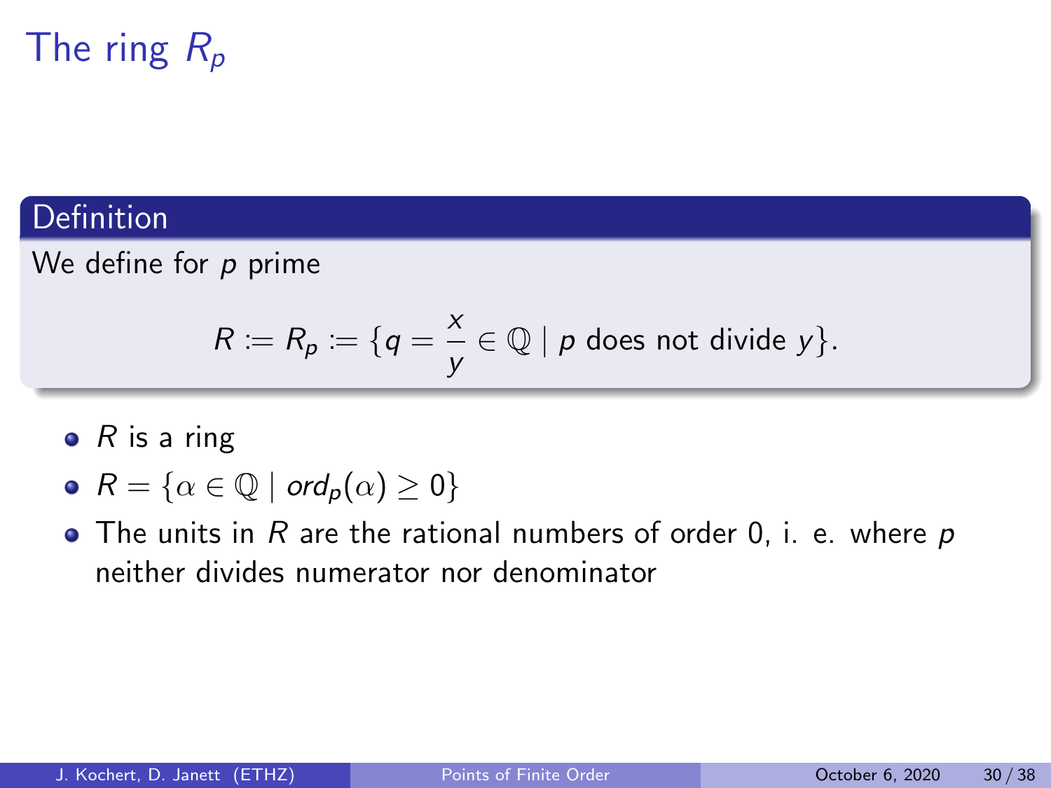# The ring $R_p$

## Definition

We define for $p$ prime

$$R := R_p := \{q = \frac{x}{y} \in \mathbb{Q} \mid p \text{ does not divide } y\}.$$

- $R$ is a ring
- $R = \{\alpha \in \mathbb{Q} \mid ord_p(\alpha) \geq 0\}$
- The units in $R$ are the rational numbers of order 0, i. e. where $p$ neither divides numerator nor denominator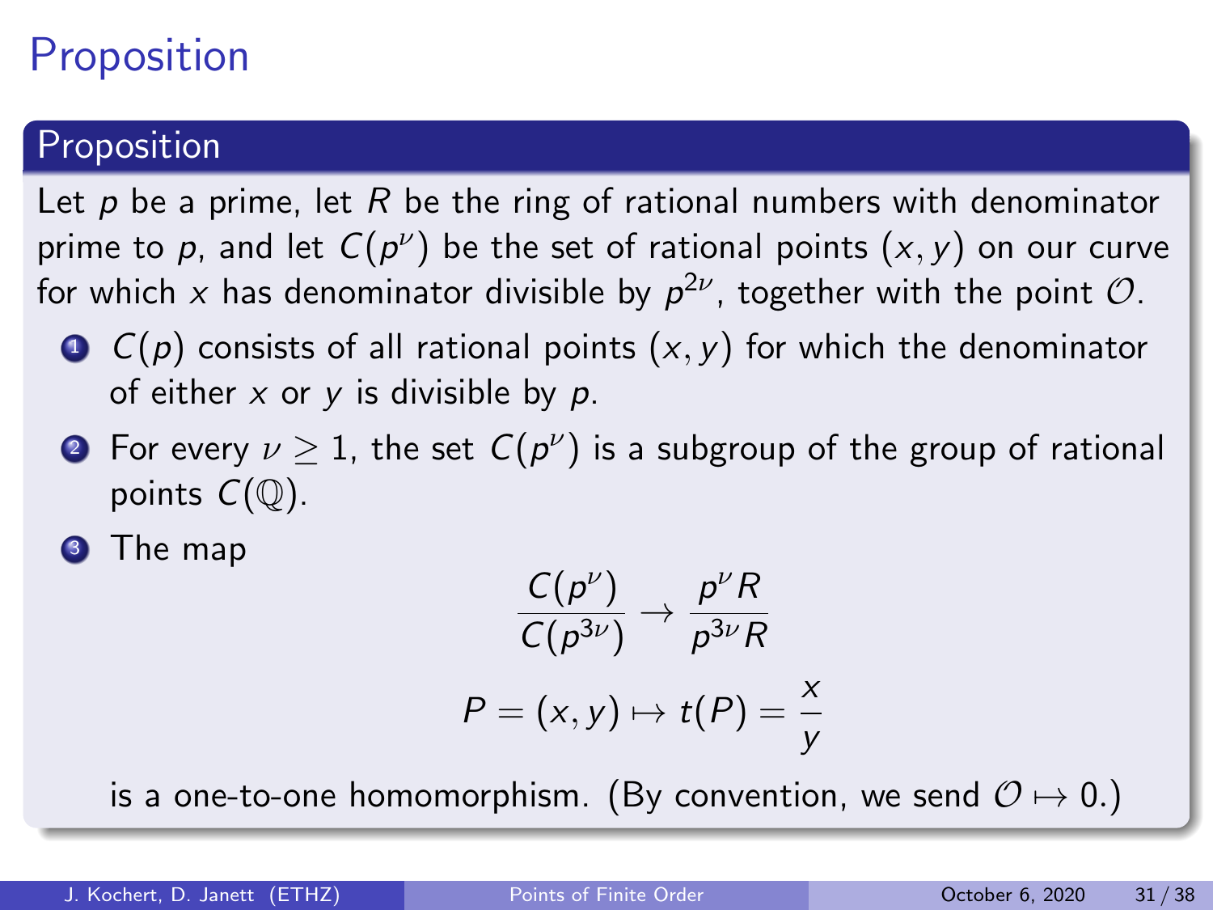# Proposition

## Proposition

Let $p$ be a prime, let $R$ be the ring of rational numbers with denominator prime to $p$, and let $C(p^\nu)$ be the set of rational points $(x, y)$ on our curve for which $x$ has denominator divisible by $p^{2\nu}$, together with the point $\mathcal{O}$.

1. $C(p)$ consists of all rational points $(x, y)$ for which the denominator of either $x$ or $y$ is divisible by $p$.
2. For every $\nu \geq 1$, the set $C(p^\nu)$ is a subgroup of the group of rational points $C(\mathbb{Q})$.
3. The map

$$\frac{C(p^\nu)}{C(p^{3\nu})} \to \frac{p^\nu R}{p^{3\nu} R}$$

$$P = (x, y) \mapsto t(P) = \frac{x}{y}$$

is a one-to-one homomorphism. (By convention, we send $\mathcal{O} \mapsto 0$.)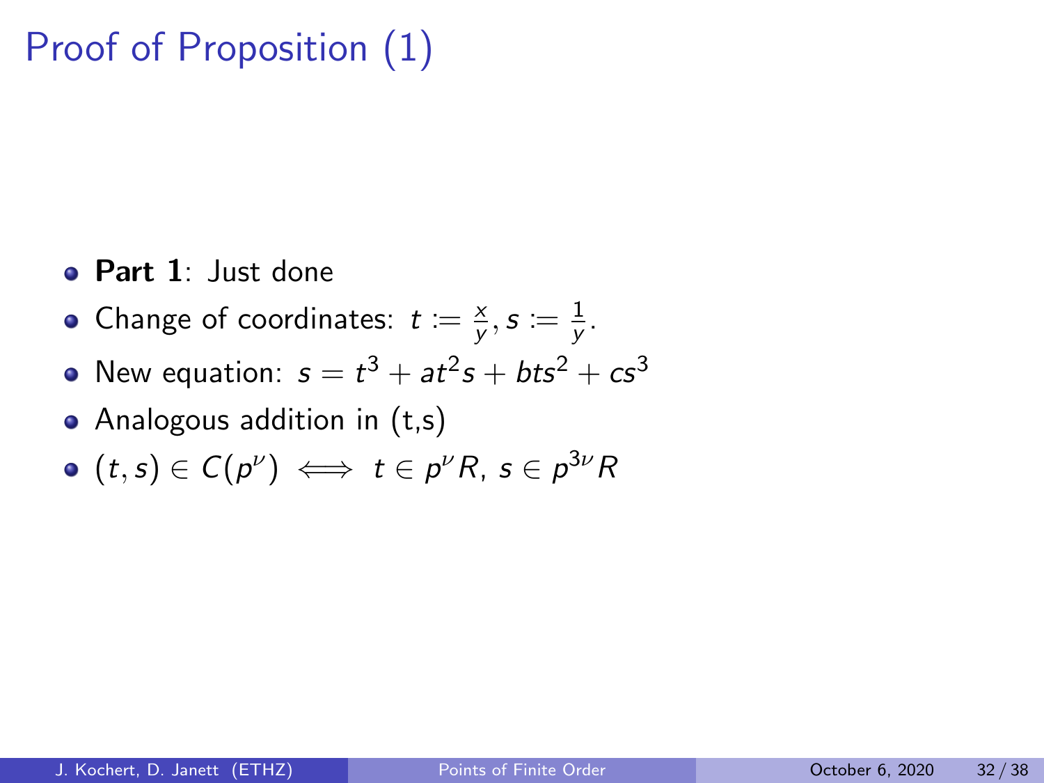# Proof of Proposition (1)

- **Part 1**: Just done
- Change of coordinates: $t := \frac{x}{y}, s := \frac{1}{y}$.
- New equation: $s = t^3 + at^2s + bts^2 + cs^3$
- Analogous addition in (t,s)
- $(t, s) \in C(p^\nu) \iff t \in p^\nu R$, $s \in p^{3\nu} R$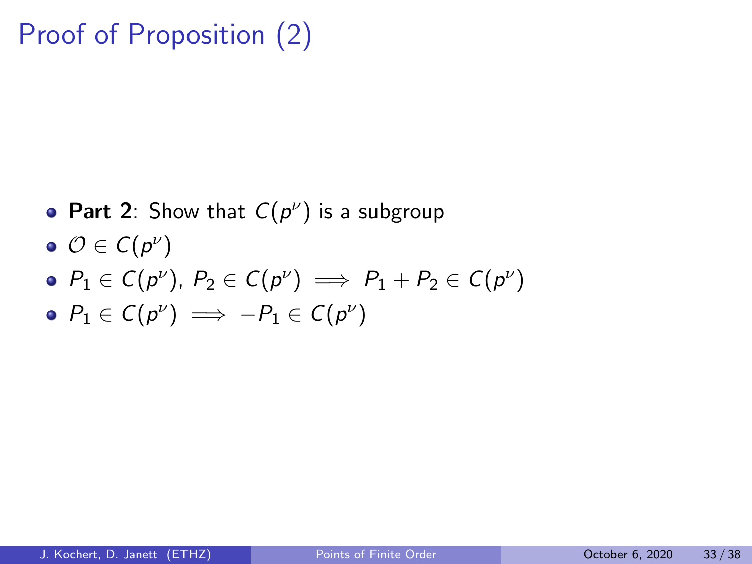# Proof of Proposition (2)

- **Part 2**: Show that $C(p^\nu)$ is a subgroup
- $\mathcal{O} \in C(p^\nu)$
- $P_1 \in C(p^\nu)$, $P_2 \in C(p^\nu) \implies P_1 + P_2 \in C(p^\nu)$
- $P_1 \in C(p^\nu) \implies -P_1 \in C(p^\nu)$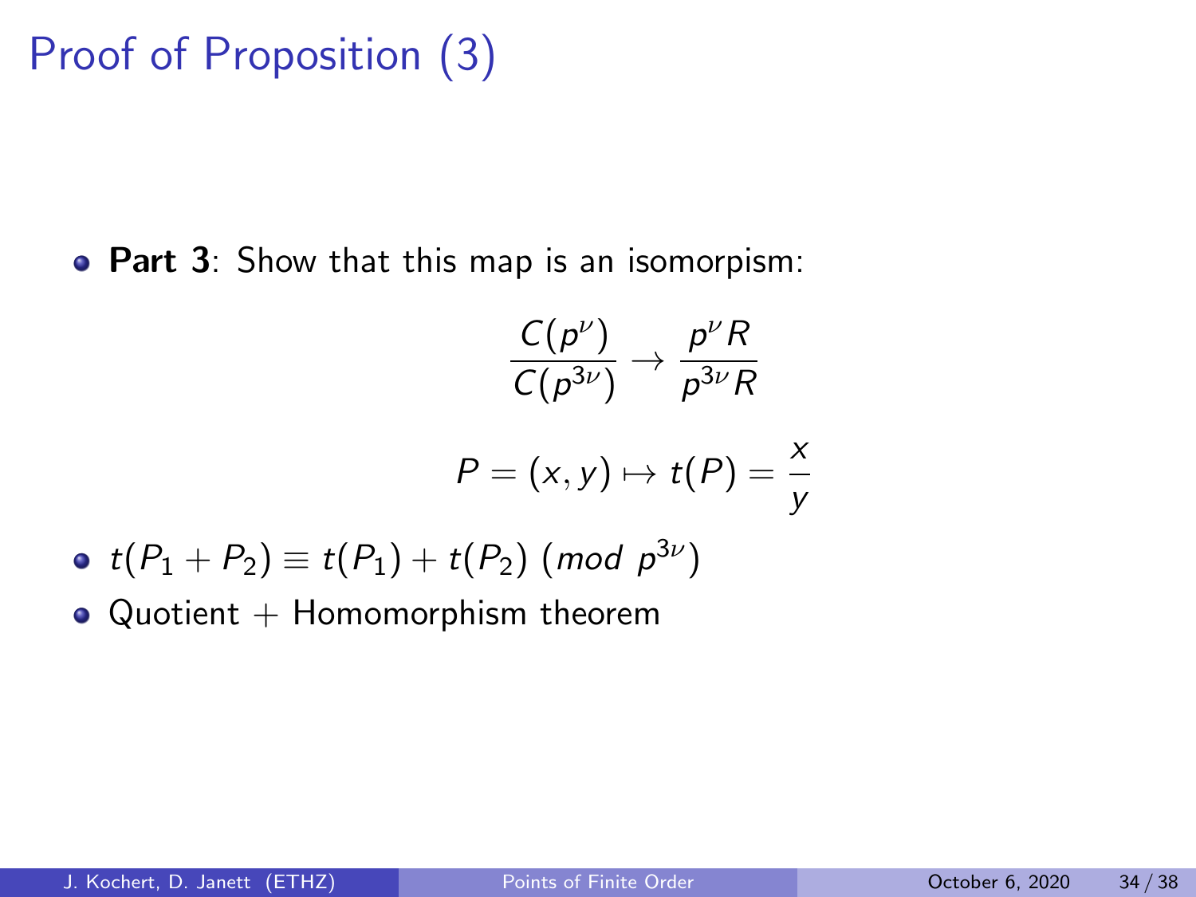# Proof of Proposition (3)

- **Part 3**: Show that this map is an isomorpism:

$$\frac{C(p^{\nu})}{C(p^{3\nu})} \to \frac{p^{\nu}R}{p^{3\nu}R}$$

$$P = (x, y) \mapsto t(P) = \frac{x}{y}$$

- $t(P_1 + P_2) \equiv t(P_1) + t(P_2) \ (mod \ p^{3\nu})$
- Quotient + Homomorphism theorem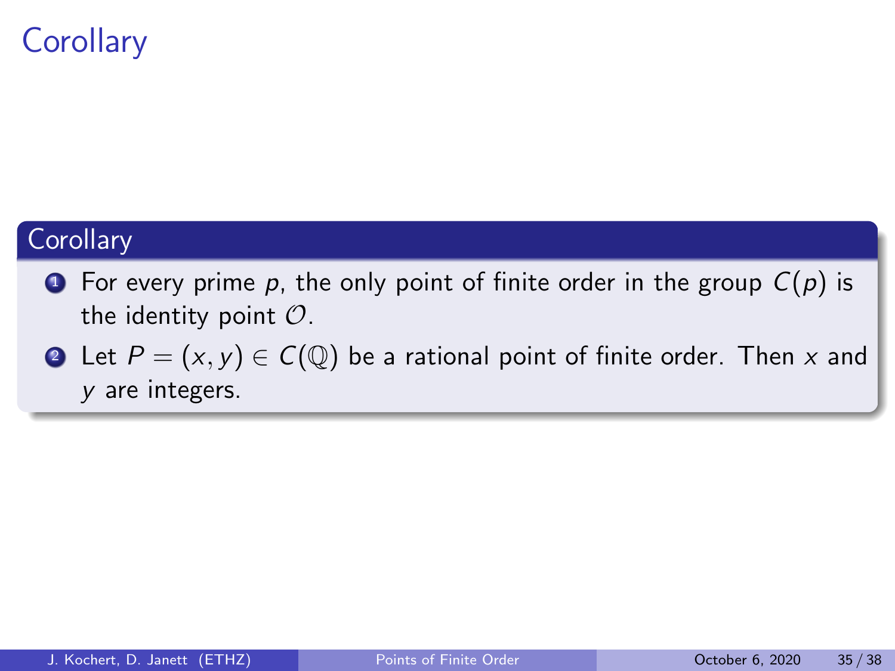# Corollary

**Corollary**

1. For every prime $p$, the only point of finite order in the group $C(p)$ is the identity point $\mathcal{O}$.
2. Let $P = (x, y) \in C(\mathbb{Q})$ be a rational point of finite order. Then $x$ and $y$ are integers.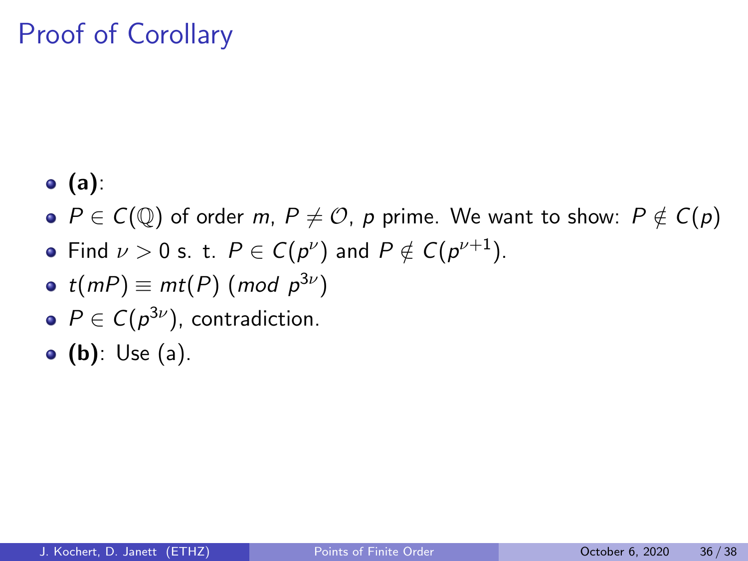# Proof of Corollary

- **(a)**:
- $P \in C(\mathbb{Q})$ of order $m$, $P \neq \mathcal{O}$, $p$ prime. We want to show: $P \notin C(p)$
- Find $\nu > 0$ s. t. $P \in C(p^{\nu})$ and $P \notin C(p^{\nu+1})$.
- $t(mP) \equiv mt(P) \; (mod \; p^{3\nu})$
- $P \in C(p^{3\nu})$, contradiction.
- **(b)**: Use (a).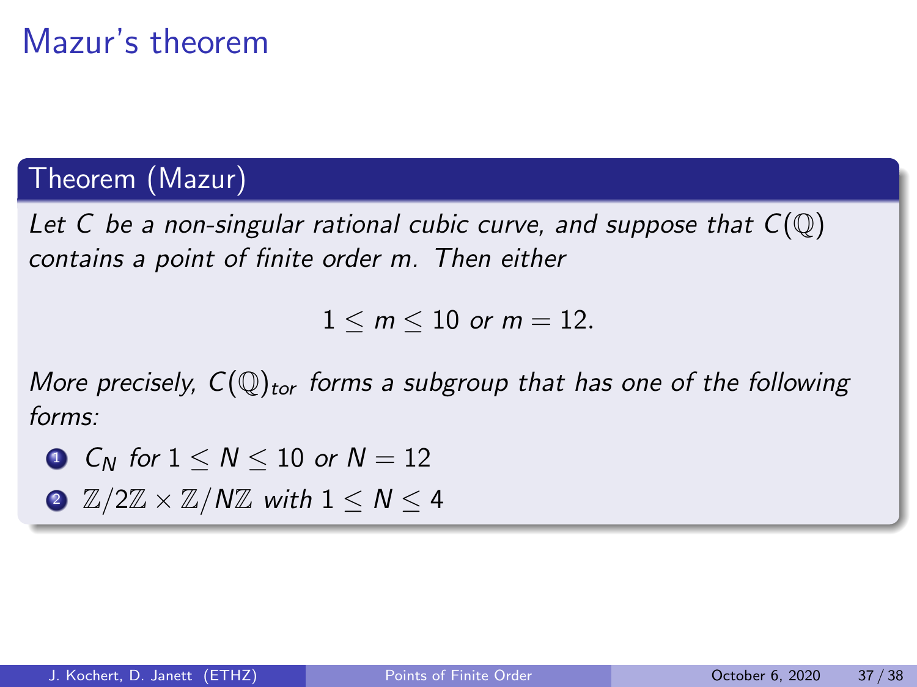# Mazur's theorem

**Theorem (Mazur)**

*Let $C$ be a non-singular rational cubic curve, and suppose that $C(\mathbb{Q})$ contains a point of finite order $m$. Then either*

$$1 \leq m \leq 10 \text{ or } m = 12.$$

*More precisely, $C(\mathbb{Q})_{tor}$ forms a subgroup that has one of the following forms:*

1. $C_N$ *for* $1 \leq N \leq 10$ *or* $N = 12$
2. $\mathbb{Z}/2\mathbb{Z} \times \mathbb{Z}/N\mathbb{Z}$ *with* $1 \leq N \leq 4$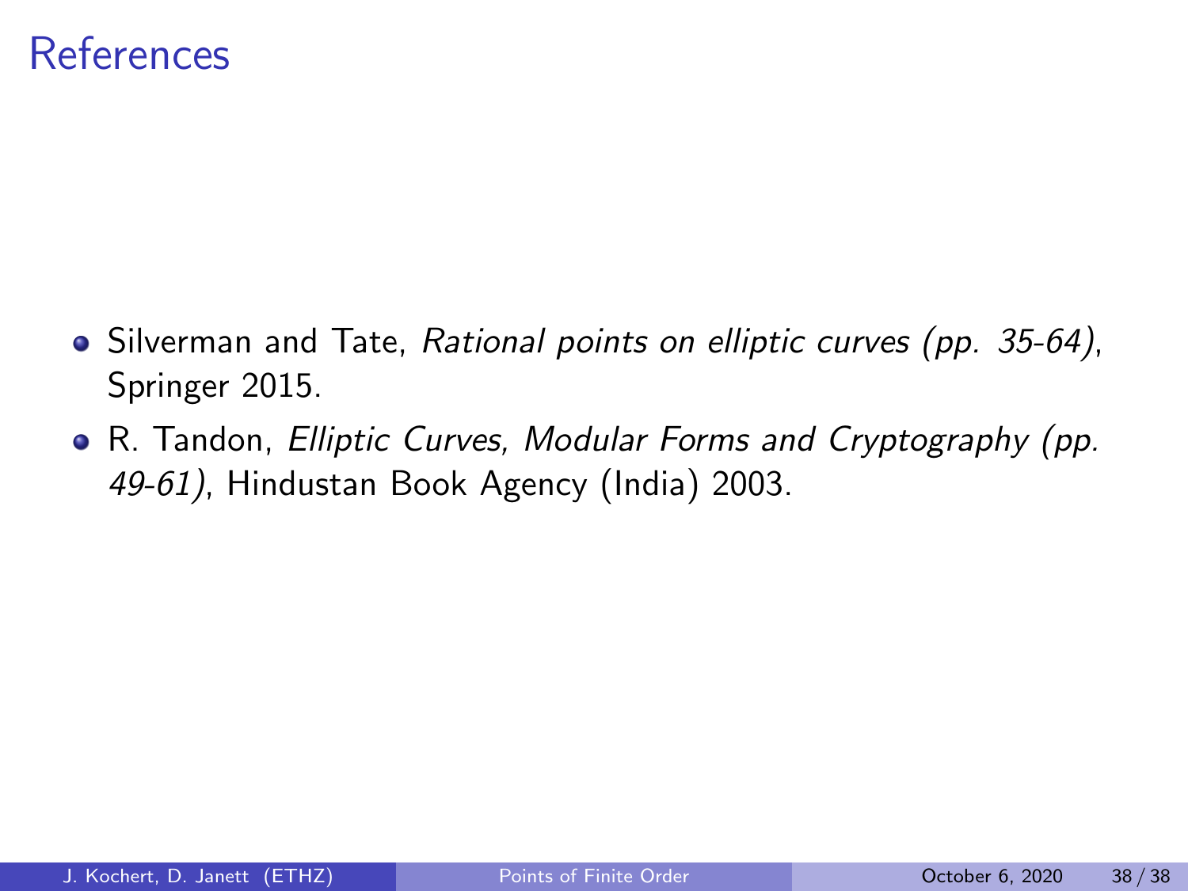# References

- Silverman and Tate, *Rational points on elliptic curves (pp. 35-64)*, Springer 2015.
- R. Tandon, *Elliptic Curves, Modular Forms and Cryptography (pp. 49-61)*, Hindustan Book Agency (India) 2003.